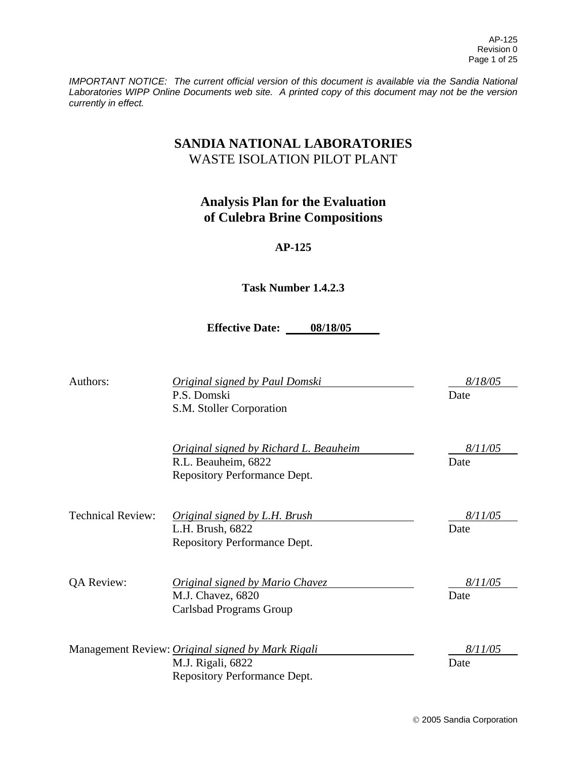*IMPORTANT NOTICE: The current official version of this document is available via the Sandia National Laboratories WIPP Online Documents web site. A printed copy of this document may not be the version currently in effect.*

# SANDIA NATIONAL LABORATORIES
## WASTE ISOLATION PILOT PLANT

# Analysis Plan for the Evaluation of Culebra Brine Compositions

**AP-125**

**Task Number 1.4.2.3**

**Effective Date: 08/18/05**

| | | |
|---|---|---|
| Authors: | *Original signed by Paul Domski*<br>P.S. Domski<br>S.M. Stoller Corporation | *8/18/05*<br>Date |
| | *Original signed by Richard L. Beauheim*<br>R.L. Beauheim, 6822<br>Repository Performance Dept. | *8/11/05*<br>Date |
| Technical Review: | *Original signed by L.H. Brush*<br>L.H. Brush, 6822<br>Repository Performance Dept. | *8/11/05*<br>Date |
| QA Review: | *Original signed by Mario Chavez*<br>M.J. Chavez, 6820<br>Carlsbad Programs Group | *8/11/05*<br>Date |
| Management Review: | *Original signed by Mark Rigali*<br>M.J. Rigali, 6822<br>Repository Performance Dept. | *8/11/05*<br>Date |

© 2005 Sandia Corporation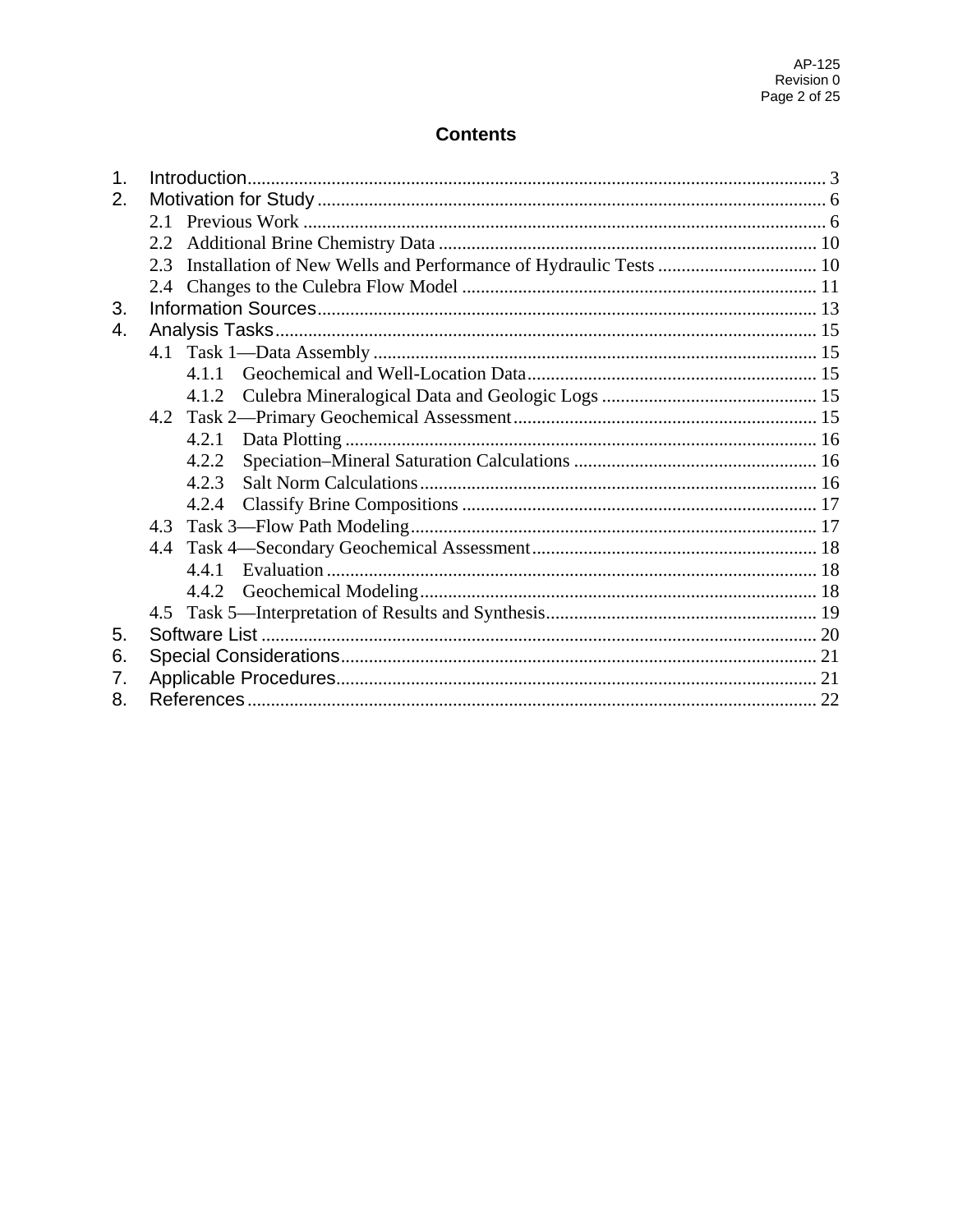# Contents

1. Introduction ........................................................................................................................ 3
2. Motivation for Study ........................................................................................................... 6
   - 2.1 Previous Work ............................................................................................................. 6
   - 2.2 Additional Brine Chemistry Data ................................................................................ 10
   - 2.3 Installation of New Wells and Performance of Hydraulic Tests .................................. 10
   - 2.4 Changes to the Culebra Flow Model ........................................................................... 11
3. Information Sources ......................................................................................................... 13
4. Analysis Tasks .................................................................................................................. 15
   - 4.1 Task 1—Data Assembly .............................................................................................. 15
     - 4.1.1 Geochemical and Well-Location Data ............................................................. 15
     - 4.1.2 Culebra Mineralogical Data and Geologic Logs ............................................. 15
   - 4.2 Task 2—Primary Geochemical Assessment ................................................................ 15
     - 4.2.1 Data Plotting .................................................................................................... 16
     - 4.2.2 Speciation–Mineral Saturation Calculations ................................................... 16
     - 4.2.3 Salt Norm Calculations .................................................................................... 16
     - 4.2.4 Classify Brine Compositions ........................................................................... 17
   - 4.3 Task 3—Flow Path Modeling ...................................................................................... 17
   - 4.4 Task 4—Secondary Geochemical Assessment ............................................................ 18
     - 4.4.1 Evaluation ........................................................................................................ 18
     - 4.4.2 Geochemical Modeling .................................................................................... 18
   - 4.5 Task 5—Interpretation of Results and Synthesis ......................................................... 19
5. Software List ..................................................................................................................... 20
6. Special Considerations ...................................................................................................... 21
7. Applicable Procedures ...................................................................................................... 21
8. References ........................................................................................................................ 22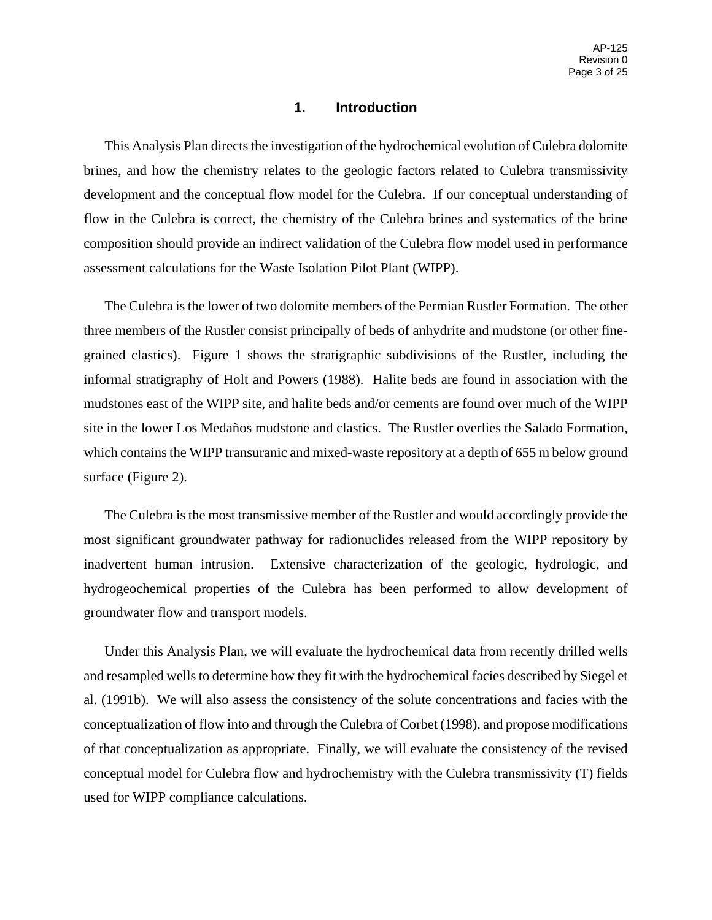# 1. Introduction

This Analysis Plan directs the investigation of the hydrochemical evolution of Culebra dolomite brines, and how the chemistry relates to the geologic factors related to Culebra transmissivity development and the conceptual flow model for the Culebra. If our conceptual understanding of flow in the Culebra is correct, the chemistry of the Culebra brines and systematics of the brine composition should provide an indirect validation of the Culebra flow model used in performance assessment calculations for the Waste Isolation Pilot Plant (WIPP).

The Culebra is the lower of two dolomite members of the Permian Rustler Formation. The other three members of the Rustler consist principally of beds of anhydrite and mudstone (or other fine-grained clastics). Figure 1 shows the stratigraphic subdivisions of the Rustler, including the informal stratigraphy of Holt and Powers (1988). Halite beds are found in association with the mudstones east of the WIPP site, and halite beds and/or cements are found over much of the WIPP site in the lower Los Medaños mudstone and clastics. The Rustler overlies the Salado Formation, which contains the WIPP transuranic and mixed-waste repository at a depth of 655 m below ground surface (Figure 2).

The Culebra is the most transmissive member of the Rustler and would accordingly provide the most significant groundwater pathway for radionuclides released from the WIPP repository by inadvertent human intrusion. Extensive characterization of the geologic, hydrologic, and hydrogeochemical properties of the Culebra has been performed to allow development of groundwater flow and transport models.

Under this Analysis Plan, we will evaluate the hydrochemical data from recently drilled wells and resampled wells to determine how they fit with the hydrochemical facies described by Siegel et al. (1991b). We will also assess the consistency of the solute concentrations and facies with the conceptualization of flow into and through the Culebra of Corbet (1998), and propose modifications of that conceptualization as appropriate. Finally, we will evaluate the consistency of the revised conceptual model for Culebra flow and hydrochemistry with the Culebra transmissivity (T) fields used for WIPP compliance calculations.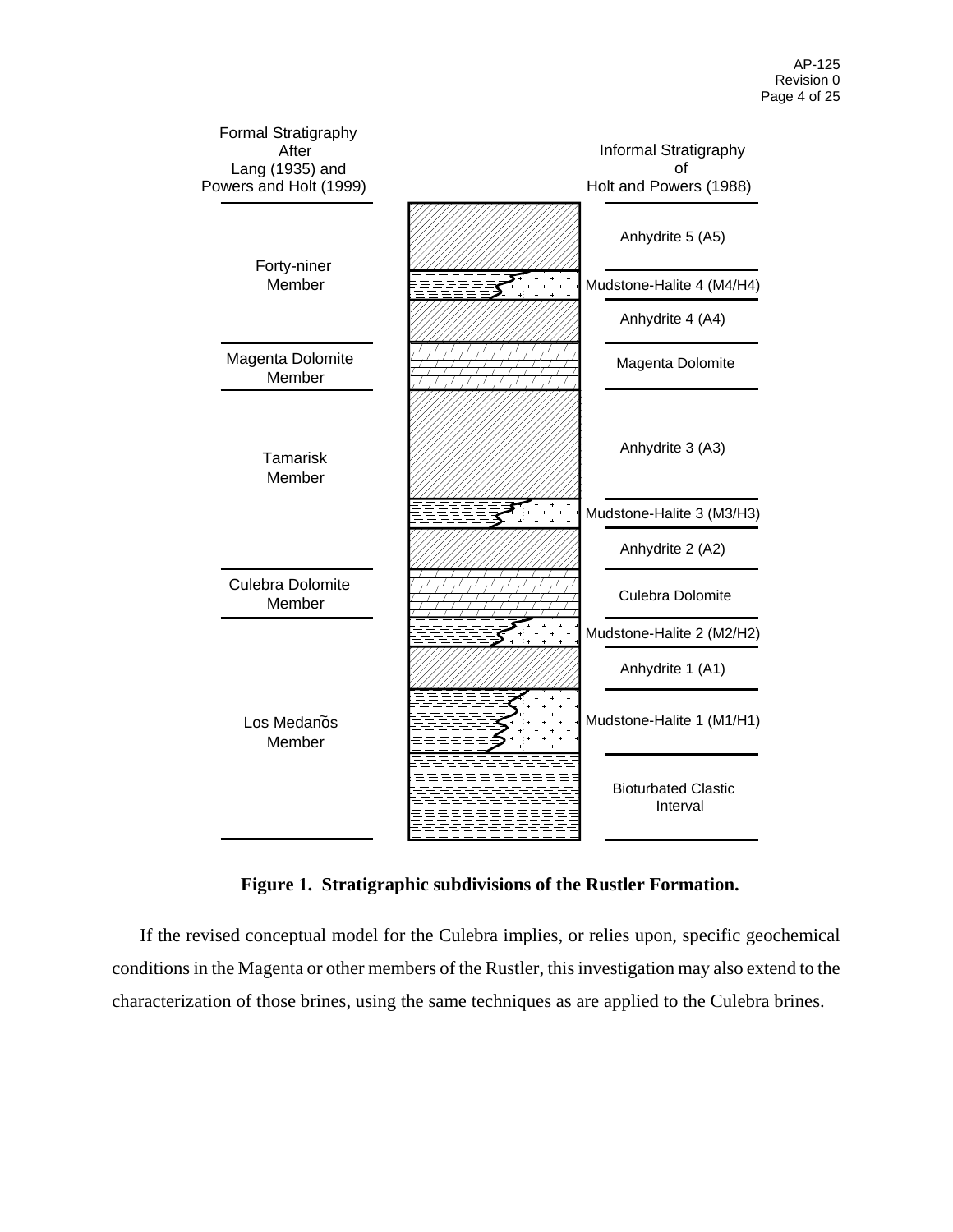| Formal Stratigraphy After Lang (1935) and Powers and Holt (1999) | Informal Stratigraphy of Holt and Powers (1988) |
| --- | --- |
| Forty-niner Member | Anhydrite 5 (A5) |
| | Mudstone-Halite 4 (M4/H4) |
| | Anhydrite 4 (A4) |
| Magenta Dolomite Member | Magenta Dolomite |
| Tamarisk Member | Anhydrite 3 (A3) |
| | Mudstone-Halite 3 (M3/H3) |
| | Anhydrite 2 (A2) |
| Culebra Dolomite Member | Culebra Dolomite |
| Los Medaños Member | Mudstone-Halite 2 (M2/H2) |
| | Anhydrite 1 (A1) |
| | Mudstone-Halite 1 (M1/H1) |
| | Bioturbated Clastic Interval |

**Figure 1. Stratigraphic subdivisions of the Rustler Formation.**

If the revised conceptual model for the Culebra implies, or relies upon, specific geochemical conditions in the Magenta or other members of the Rustler, this investigation may also extend to the characterization of those brines, using the same techniques as are applied to the Culebra brines.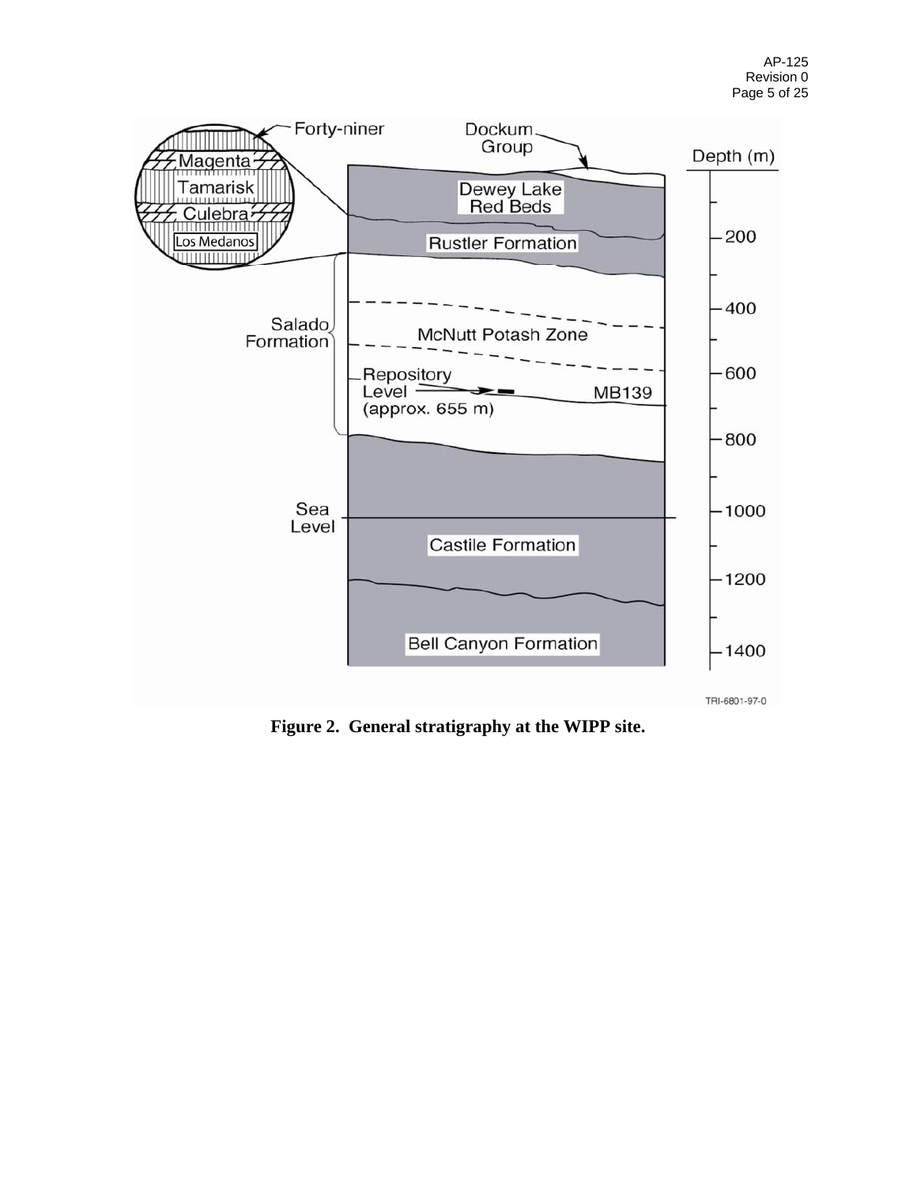**Figure 2. General stratigraphy at the WIPP site.**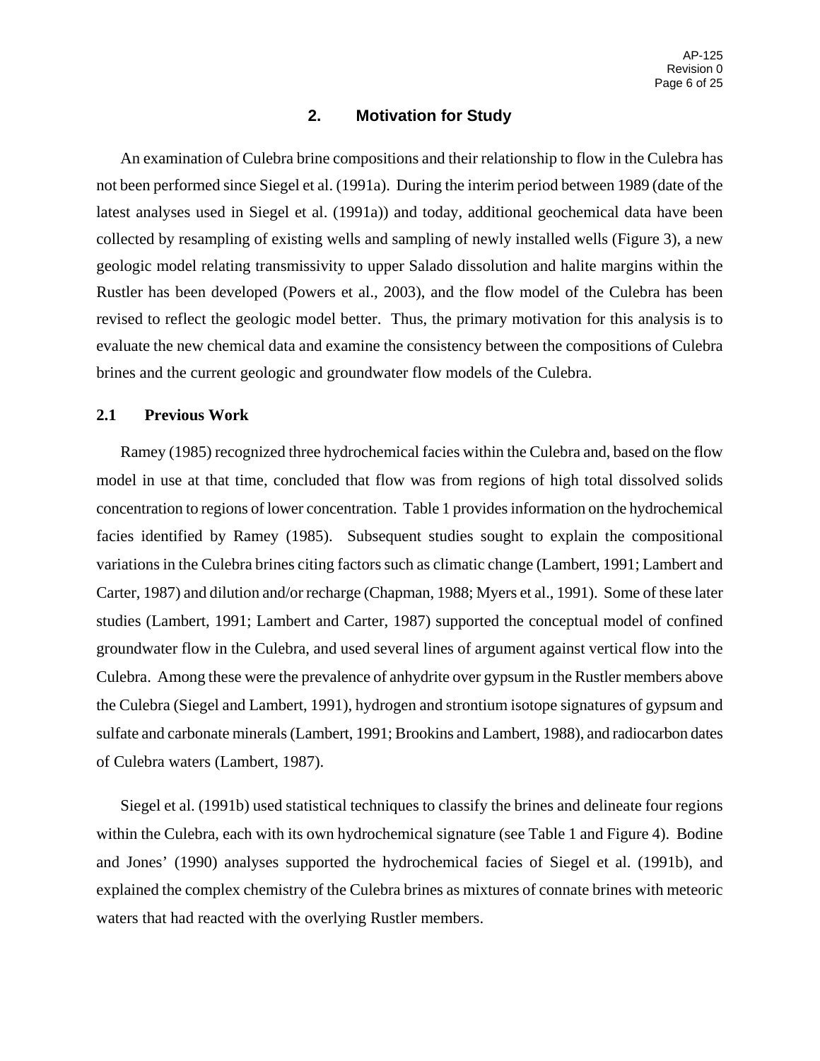## 2. Motivation for Study

An examination of Culebra brine compositions and their relationship to flow in the Culebra has not been performed since Siegel et al. (1991a). During the interim period between 1989 (date of the latest analyses used in Siegel et al. (1991a)) and today, additional geochemical data have been collected by resampling of existing wells and sampling of newly installed wells (Figure 3), a new geologic model relating transmissivity to upper Salado dissolution and halite margins within the Rustler has been developed (Powers et al., 2003), and the flow model of the Culebra has been revised to reflect the geologic model better. Thus, the primary motivation for this analysis is to evaluate the new chemical data and examine the consistency between the compositions of Culebra brines and the current geologic and groundwater flow models of the Culebra.

### 2.1 Previous Work

Ramey (1985) recognized three hydrochemical facies within the Culebra and, based on the flow model in use at that time, concluded that flow was from regions of high total dissolved solids concentration to regions of lower concentration. Table 1 provides information on the hydrochemical facies identified by Ramey (1985). Subsequent studies sought to explain the compositional variations in the Culebra brines citing factors such as climatic change (Lambert, 1991; Lambert and Carter, 1987) and dilution and/or recharge (Chapman, 1988; Myers et al., 1991). Some of these later studies (Lambert, 1991; Lambert and Carter, 1987) supported the conceptual model of confined groundwater flow in the Culebra, and used several lines of argument against vertical flow into the Culebra. Among these were the prevalence of anhydrite over gypsum in the Rustler members above the Culebra (Siegel and Lambert, 1991), hydrogen and strontium isotope signatures of gypsum and sulfate and carbonate minerals (Lambert, 1991; Brookins and Lambert, 1988), and radiocarbon dates of Culebra waters (Lambert, 1987).

Siegel et al. (1991b) used statistical techniques to classify the brines and delineate four regions within the Culebra, each with its own hydrochemical signature (see Table 1 and Figure 4). Bodine and Jones' (1990) analyses supported the hydrochemical facies of Siegel et al. (1991b), and explained the complex chemistry of the Culebra brines as mixtures of connate brines with meteoric waters that had reacted with the overlying Rustler members.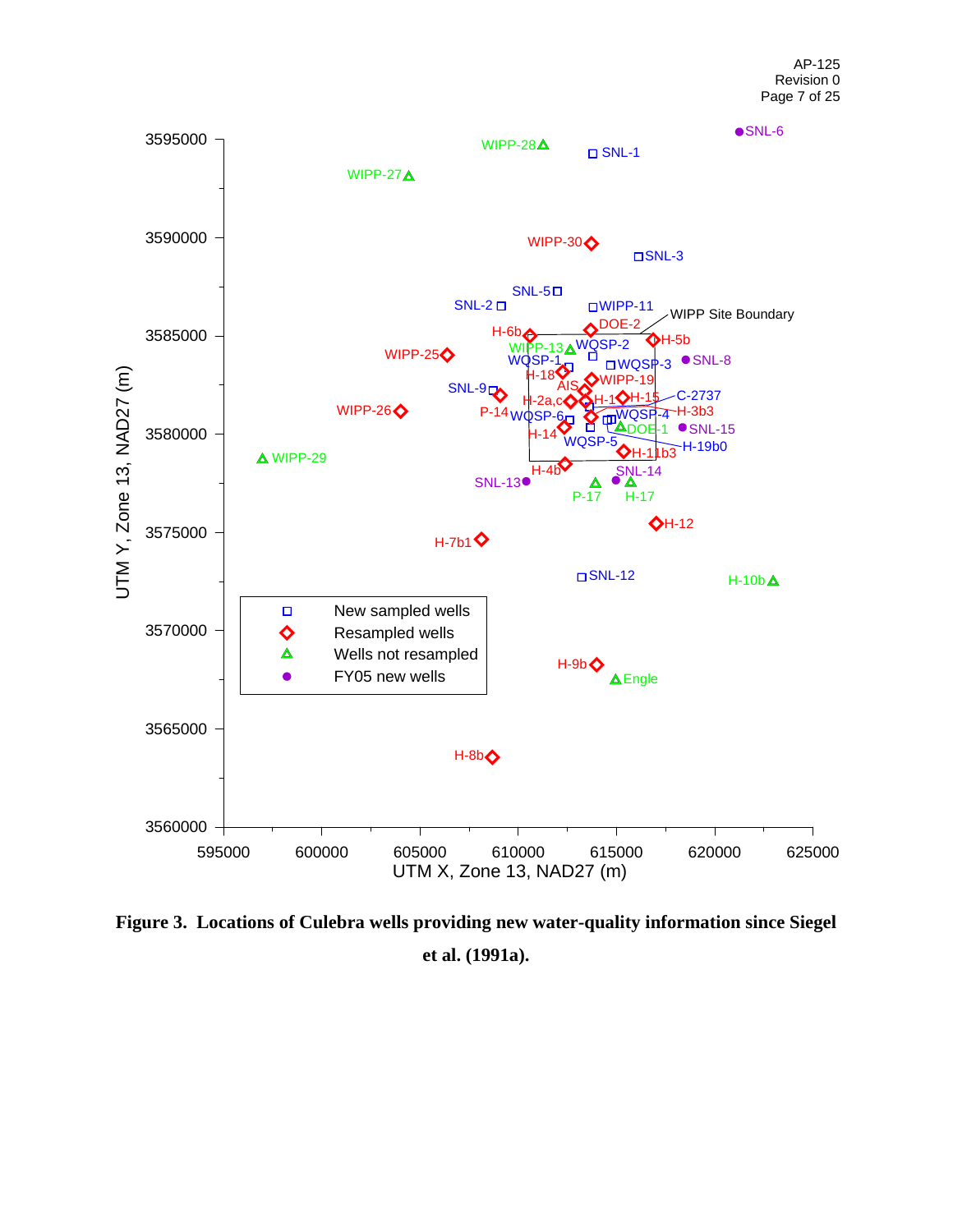**Figure 3. Locations of Culebra wells providing new water-quality information since Siegel et al. (1991a).**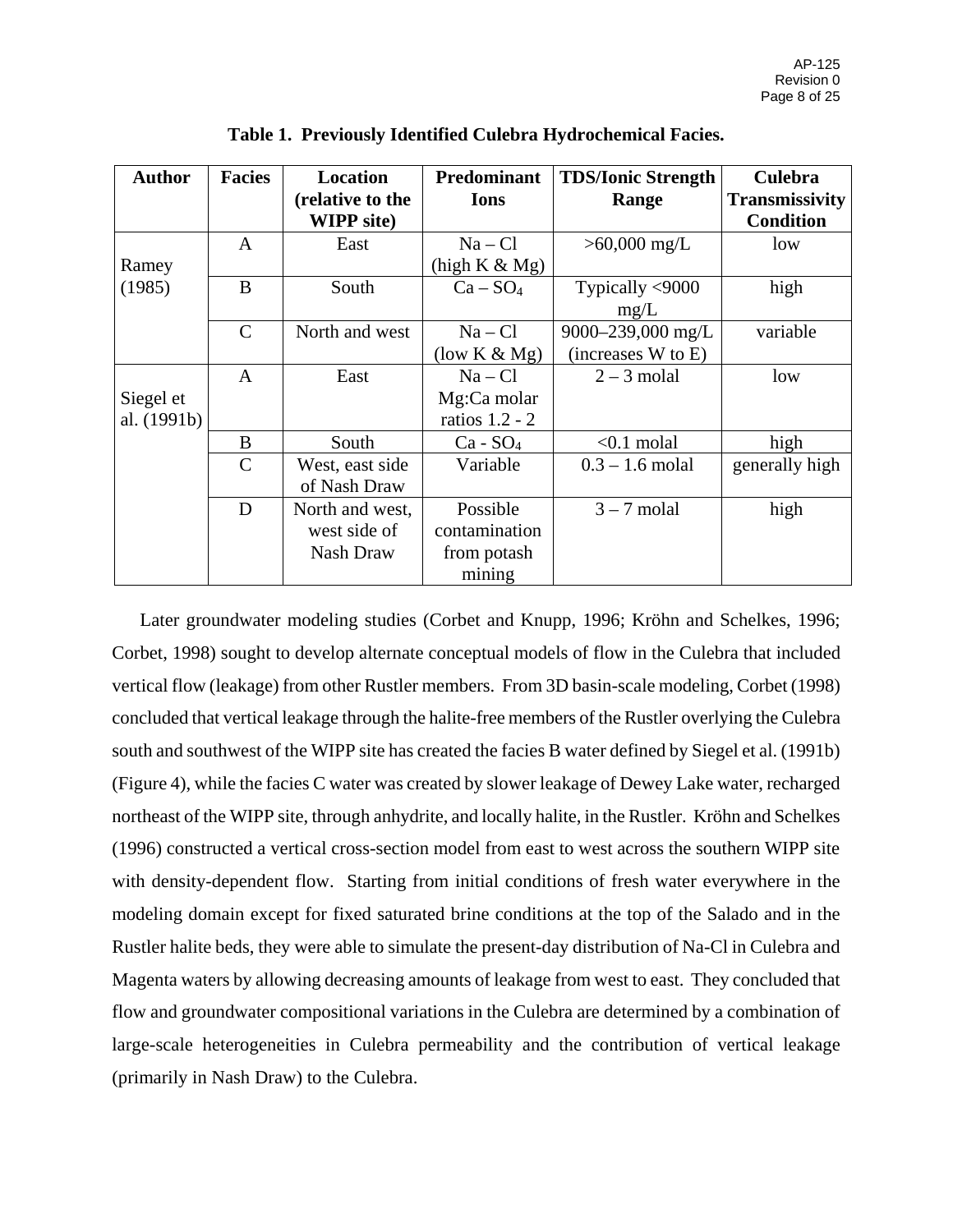**Table 1. Previously Identified Culebra Hydrochemical Facies.**

| Author | Facies | Location (relative to the WIPP site) | Predominant Ions | TDS/Ionic Strength Range | Culebra Transmissivity Condition |
|---|---|---|---|---|---|
| Ramey (1985) | A | East | Na – Cl (high K & Mg) | >60,000 mg/L | low |
| | B | South | $Ca – SO_4$ | Typically <9000 mg/L | high |
| | C | North and west | Na – Cl (low K & Mg) | 9000–239,000 mg/L (increases W to E) | variable |
| Siegel et al. (1991b) | A | East | Na – Cl Mg:Ca molar ratios 1.2 - 2 | 2 – 3 molal | low |
| | B | South | $Ca - SO_4$ | <0.1 molal | high |
| | C | West, east side of Nash Draw | Variable | 0.3 – 1.6 molal | generally high |
| | D | North and west, west side of Nash Draw | Possible contamination from potash mining | 3 – 7 molal | high |

Later groundwater modeling studies (Corbet and Knupp, 1996; Kröhn and Schelkes, 1996; Corbet, 1998) sought to develop alternate conceptual models of flow in the Culebra that included vertical flow (leakage) from other Rustler members. From 3D basin-scale modeling, Corbet (1998) concluded that vertical leakage through the halite-free members of the Rustler overlying the Culebra south and southwest of the WIPP site has created the facies B water defined by Siegel et al. (1991b) (Figure 4), while the facies C water was created by slower leakage of Dewey Lake water, recharged northeast of the WIPP site, through anhydrite, and locally halite, in the Rustler. Kröhn and Schelkes (1996) constructed a vertical cross-section model from east to west across the southern WIPP site with density-dependent flow. Starting from initial conditions of fresh water everywhere in the modeling domain except for fixed saturated brine conditions at the top of the Salado and in the Rustler halite beds, they were able to simulate the present-day distribution of Na-Cl in Culebra and Magenta waters by allowing decreasing amounts of leakage from west to east. They concluded that flow and groundwater compositional variations in the Culebra are determined by a combination of large-scale heterogeneities in Culebra permeability and the contribution of vertical leakage (primarily in Nash Draw) to the Culebra.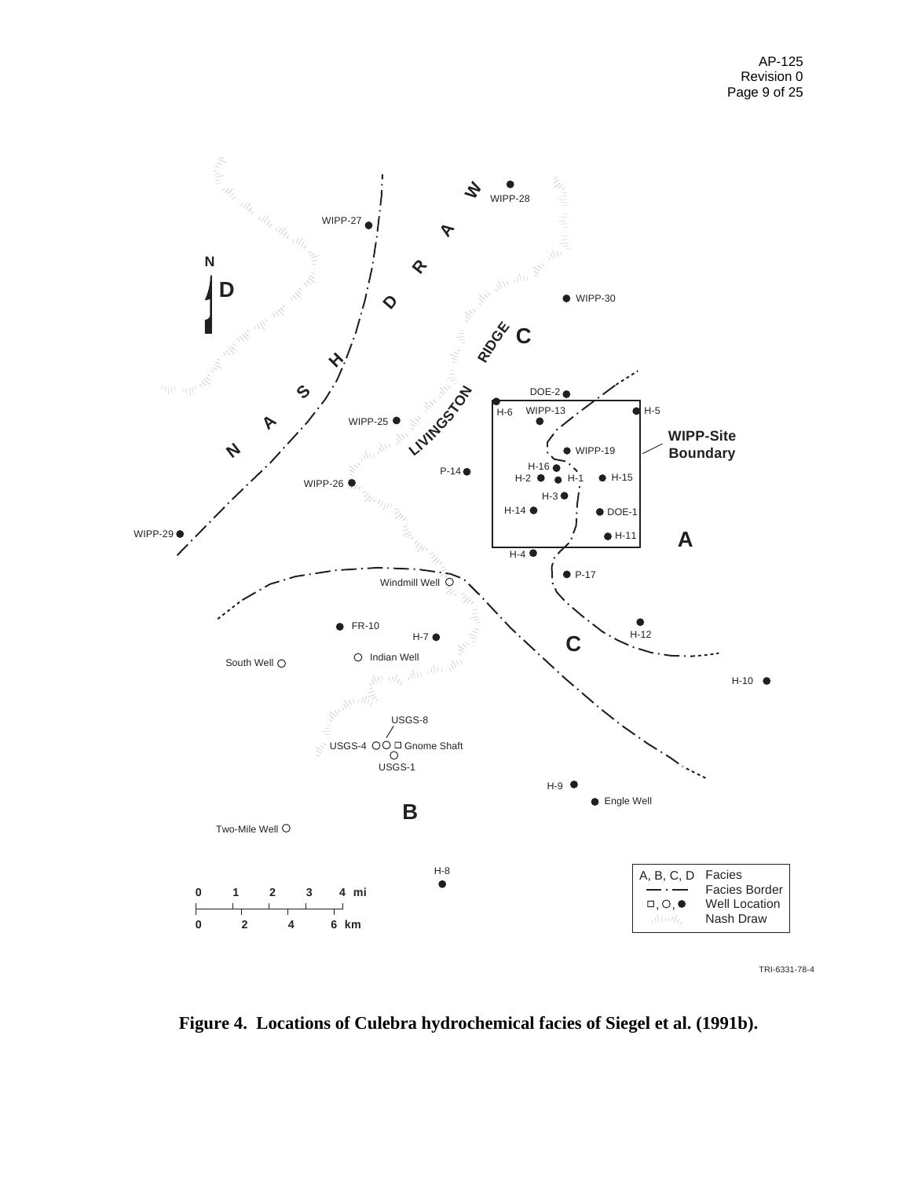**Figure 4. Locations of Culebra hydrochemical facies of Siegel et al. (1991b).**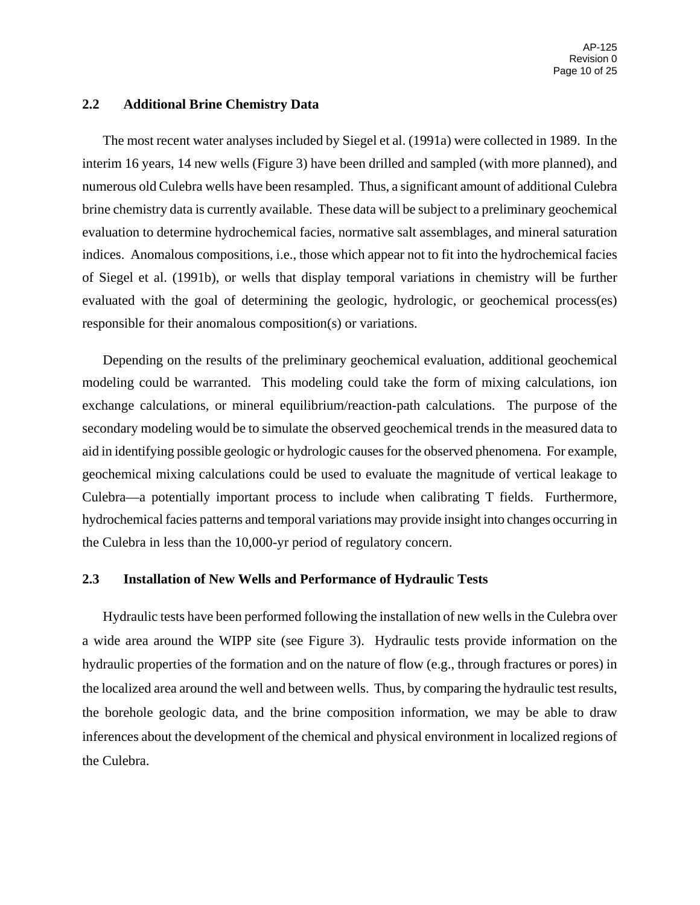## 2.2 Additional Brine Chemistry Data

The most recent water analyses included by Siegel et al. (1991a) were collected in 1989. In the interim 16 years, 14 new wells (Figure 3) have been drilled and sampled (with more planned), and numerous old Culebra wells have been resampled. Thus, a significant amount of additional Culebra brine chemistry data is currently available. These data will be subject to a preliminary geochemical evaluation to determine hydrochemical facies, normative salt assemblages, and mineral saturation indices. Anomalous compositions, i.e., those which appear not to fit into the hydrochemical facies of Siegel et al. (1991b), or wells that display temporal variations in chemistry will be further evaluated with the goal of determining the geologic, hydrologic, or geochemical process(es) responsible for their anomalous composition(s) or variations.

Depending on the results of the preliminary geochemical evaluation, additional geochemical modeling could be warranted. This modeling could take the form of mixing calculations, ion exchange calculations, or mineral equilibrium/reaction-path calculations. The purpose of the secondary modeling would be to simulate the observed geochemical trends in the measured data to aid in identifying possible geologic or hydrologic causes for the observed phenomena. For example, geochemical mixing calculations could be used to evaluate the magnitude of vertical leakage to Culebra—a potentially important process to include when calibrating T fields. Furthermore, hydrochemical facies patterns and temporal variations may provide insight into changes occurring in the Culebra in less than the 10,000-yr period of regulatory concern.

## 2.3 Installation of New Wells and Performance of Hydraulic Tests

Hydraulic tests have been performed following the installation of new wells in the Culebra over a wide area around the WIPP site (see Figure 3). Hydraulic tests provide information on the hydraulic properties of the formation and on the nature of flow (e.g., through fractures or pores) in the localized area around the well and between wells. Thus, by comparing the hydraulic test results, the borehole geologic data, and the brine composition information, we may be able to draw inferences about the development of the chemical and physical environment in localized regions of the Culebra.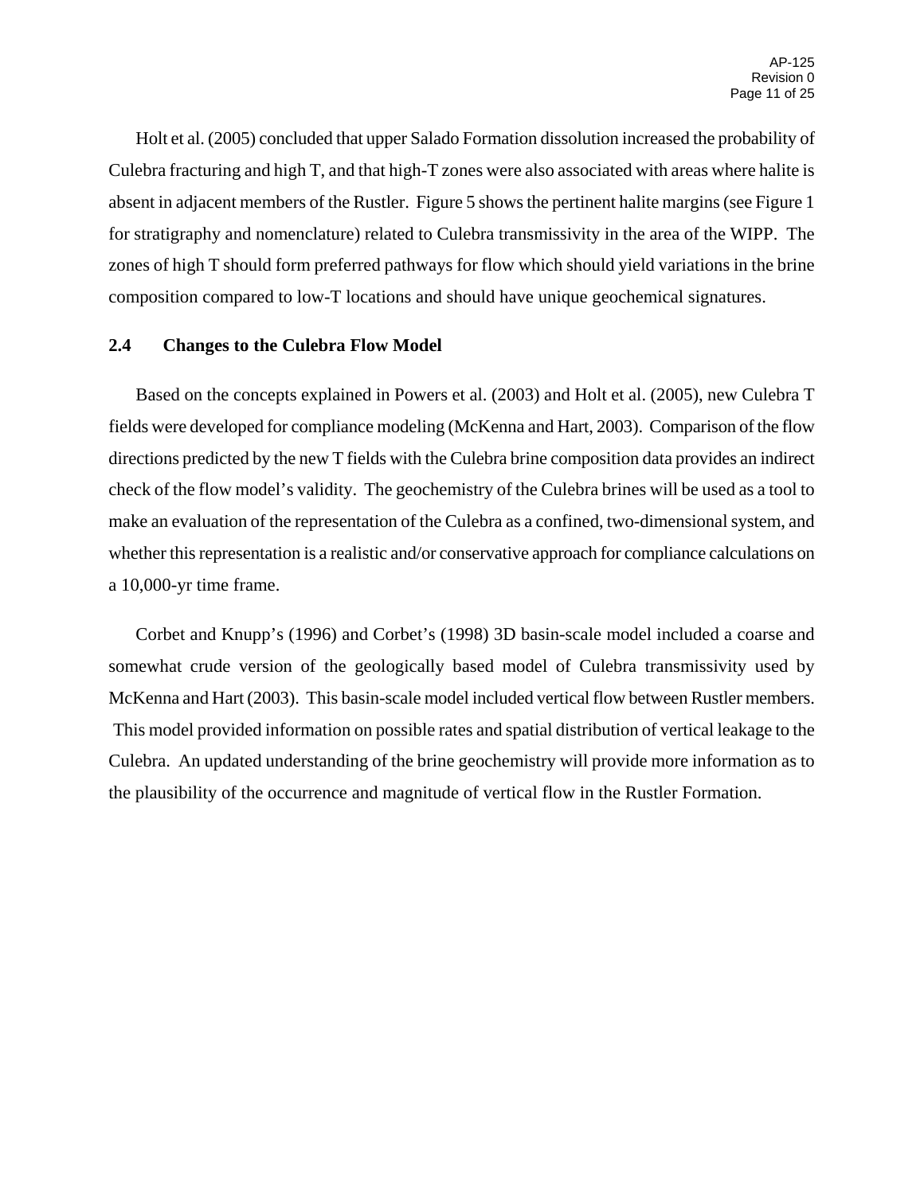Holt et al. (2005) concluded that upper Salado Formation dissolution increased the probability of Culebra fracturing and high T, and that high-T zones were also associated with areas where halite is absent in adjacent members of the Rustler. Figure 5 shows the pertinent halite margins (see Figure 1 for stratigraphy and nomenclature) related to Culebra transmissivity in the area of the WIPP. The zones of high T should form preferred pathways for flow which should yield variations in the brine composition compared to low-T locations and should have unique geochemical signatures.

## 2.4 Changes to the Culebra Flow Model

Based on the concepts explained in Powers et al. (2003) and Holt et al. (2005), new Culebra T fields were developed for compliance modeling (McKenna and Hart, 2003). Comparison of the flow directions predicted by the new T fields with the Culebra brine composition data provides an indirect check of the flow model's validity. The geochemistry of the Culebra brines will be used as a tool to make an evaluation of the representation of the Culebra as a confined, two-dimensional system, and whether this representation is a realistic and/or conservative approach for compliance calculations on a 10,000-yr time frame.

Corbet and Knupp's (1996) and Corbet's (1998) 3D basin-scale model included a coarse and somewhat crude version of the geologically based model of Culebra transmissivity used by McKenna and Hart (2003). This basin-scale model included vertical flow between Rustler members. This model provided information on possible rates and spatial distribution of vertical leakage to the Culebra. An updated understanding of the brine geochemistry will provide more information as to the plausibility of the occurrence and magnitude of vertical flow in the Rustler Formation.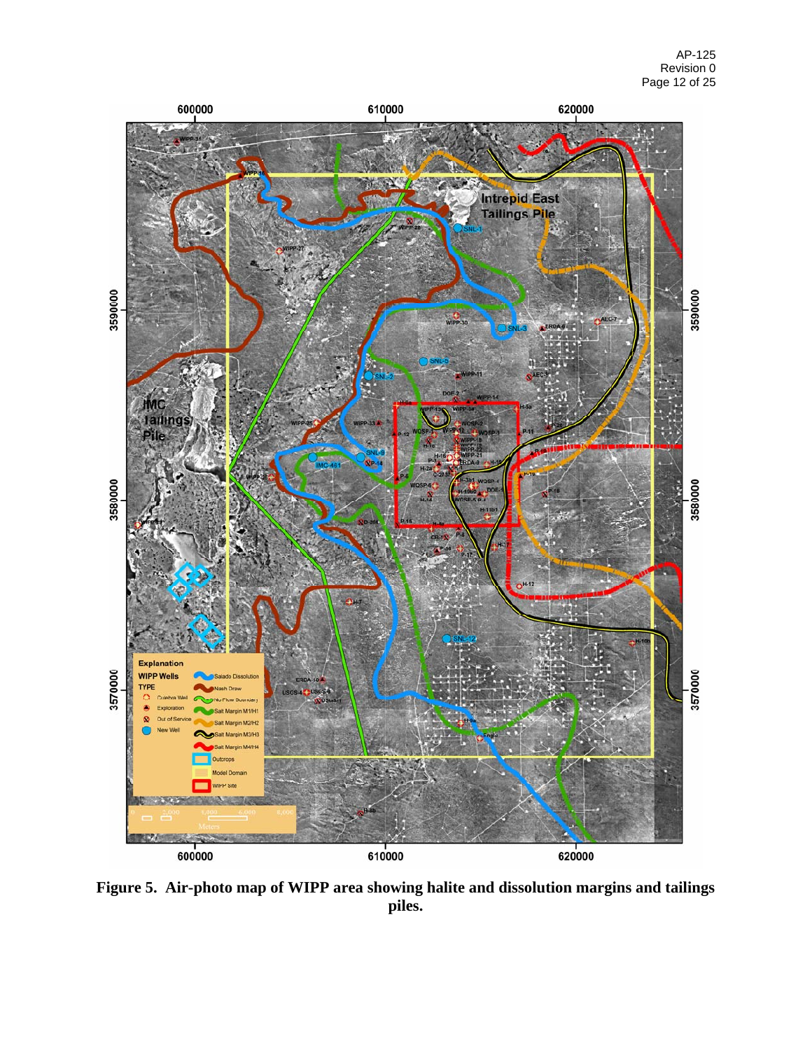**Figure 5. Air-photo map of WIPP area showing halite and dissolution margins and tailings piles.**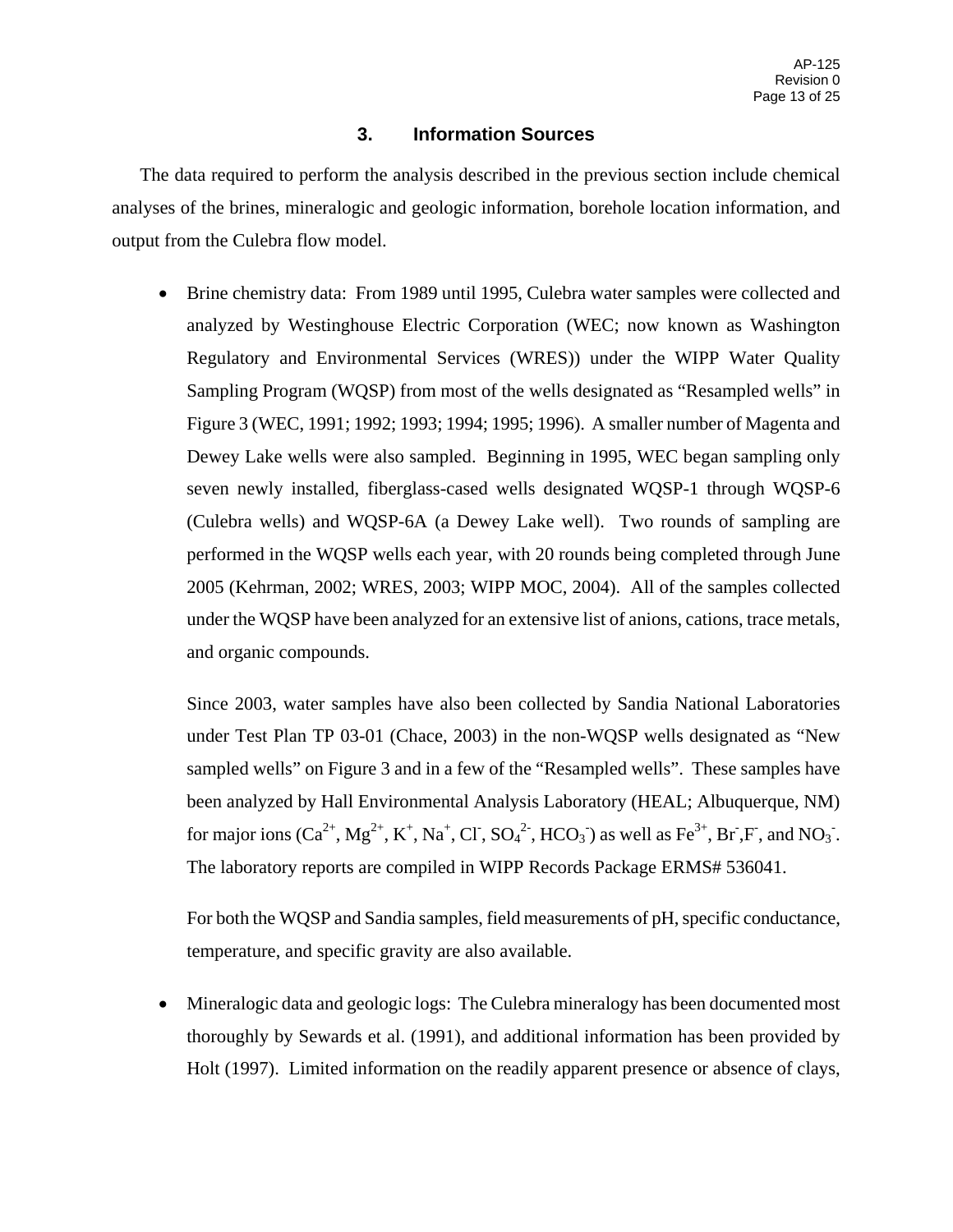# 3. Information Sources

The data required to perform the analysis described in the previous section include chemical analyses of the brines, mineralogic and geologic information, borehole location information, and output from the Culebra flow model.

- Brine chemistry data: From 1989 until 1995, Culebra water samples were collected and analyzed by Westinghouse Electric Corporation (WEC; now known as Washington Regulatory and Environmental Services (WRES)) under the WIPP Water Quality Sampling Program (WQSP) from most of the wells designated as "Resampled wells" in Figure 3 (WEC, 1991; 1992; 1993; 1994; 1995; 1996). A smaller number of Magenta and Dewey Lake wells were also sampled. Beginning in 1995, WEC began sampling only seven newly installed, fiberglass-cased wells designated WQSP-1 through WQSP-6 (Culebra wells) and WQSP-6A (a Dewey Lake well). Two rounds of sampling are performed in the WQSP wells each year, with 20 rounds being completed through June 2005 (Kehrman, 2002; WRES, 2003; WIPP MOC, 2004). All of the samples collected under the WQSP have been analyzed for an extensive list of anions, cations, trace metals, and organic compounds.

  Since 2003, water samples have also been collected by Sandia National Laboratories under Test Plan TP 03-01 (Chace, 2003) in the non-WQSP wells designated as "New sampled wells" on Figure 3 and in a few of the "Resampled wells". These samples have been analyzed by Hall Environmental Analysis Laboratory (HEAL; Albuquerque, NM) for major ions ($Ca^{2+}$, $Mg^{2+}$, $K^{+}$, $Na^{+}$, $Cl^{-}$, $SO_4^{2-}$, $HCO_3^{-}$) as well as $Fe^{3+}$, $Br^{-}$,$F^{-}$, and $NO_3^{-}$. The laboratory reports are compiled in WIPP Records Package ERMS# 536041.

  For both the WQSP and Sandia samples, field measurements of pH, specific conductance, temperature, and specific gravity are also available.

- Mineralogic data and geologic logs: The Culebra mineralogy has been documented most thoroughly by Sewards et al. (1991), and additional information has been provided by Holt (1997). Limited information on the readily apparent presence or absence of clays,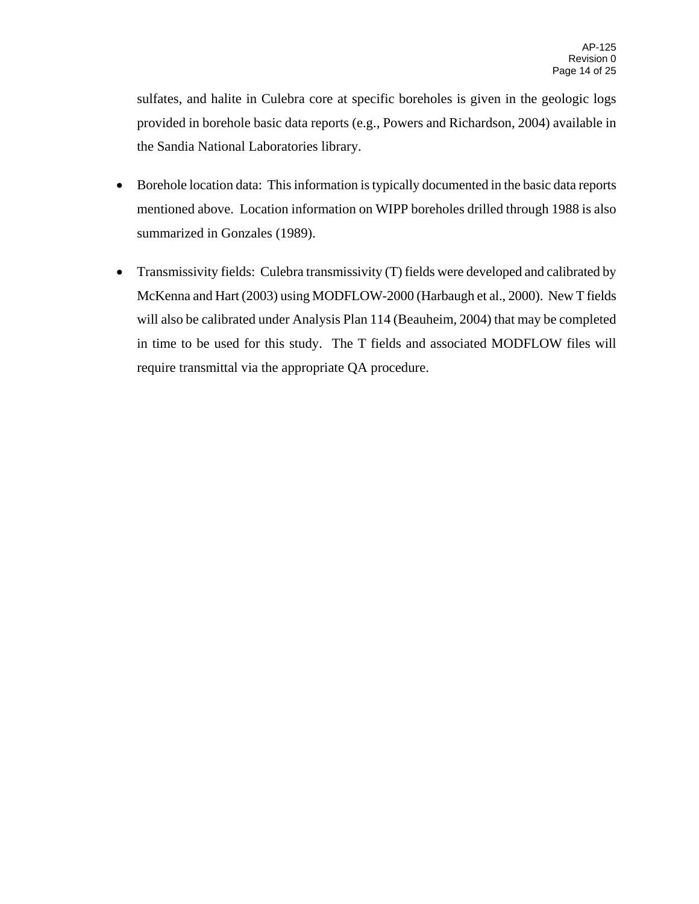sulfates, and halite in Culebra core at specific boreholes is given in the geologic logs provided in borehole basic data reports (e.g., Powers and Richardson, 2004) available in the Sandia National Laboratories library.

- Borehole location data: This information is typically documented in the basic data reports mentioned above. Location information on WIPP boreholes drilled through 1988 is also summarized in Gonzales (1989).

- Transmissivity fields: Culebra transmissivity (T) fields were developed and calibrated by McKenna and Hart (2003) using MODFLOW-2000 (Harbaugh et al., 2000). New T fields will also be calibrated under Analysis Plan 114 (Beauheim, 2004) that may be completed in time to be used for this study. The T fields and associated MODFLOW files will require transmittal via the appropriate QA procedure.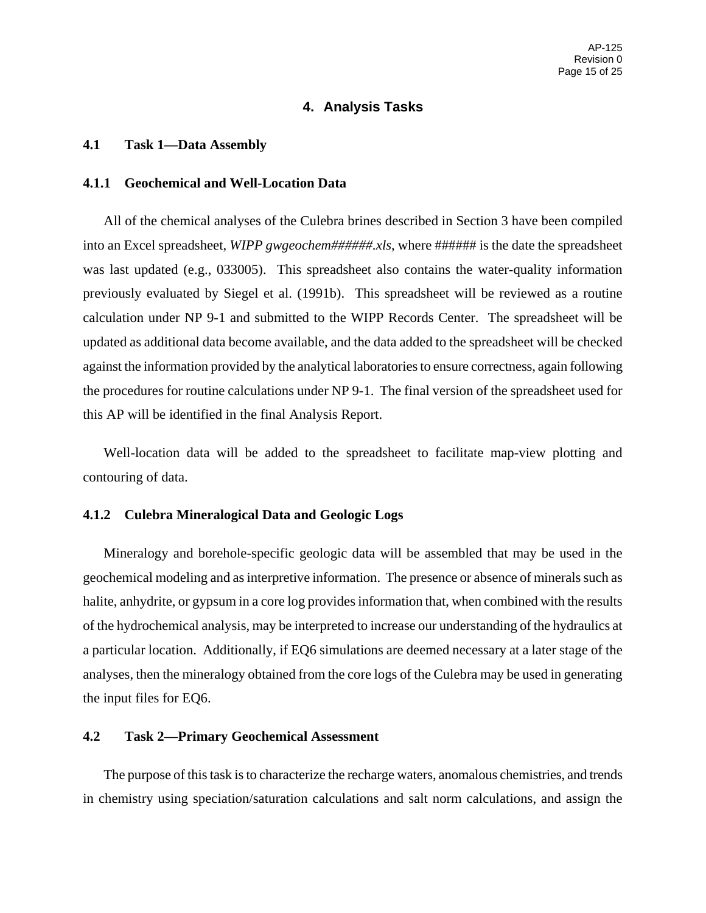# 4. Analysis Tasks

## 4.1 Task 1—Data Assembly

### 4.1.1 Geochemical and Well-Location Data

All of the chemical analyses of the Culebra brines described in Section 3 have been compiled into an Excel spreadsheet, *WIPP gwgeochem######.xls*, where ###### is the date the spreadsheet was last updated (e.g., 033005). This spreadsheet also contains the water-quality information previously evaluated by Siegel et al. (1991b). This spreadsheet will be reviewed as a routine calculation under NP 9-1 and submitted to the WIPP Records Center. The spreadsheet will be updated as additional data become available, and the data added to the spreadsheet will be checked against the information provided by the analytical laboratories to ensure correctness, again following the procedures for routine calculations under NP 9-1. The final version of the spreadsheet used for this AP will be identified in the final Analysis Report.

Well-location data will be added to the spreadsheet to facilitate map-view plotting and contouring of data.

### 4.1.2 Culebra Mineralogical Data and Geologic Logs

Mineralogy and borehole-specific geologic data will be assembled that may be used in the geochemical modeling and as interpretive information. The presence or absence of minerals such as halite, anhydrite, or gypsum in a core log provides information that, when combined with the results of the hydrochemical analysis, may be interpreted to increase our understanding of the hydraulics at a particular location. Additionally, if EQ6 simulations are deemed necessary at a later stage of the analyses, then the mineralogy obtained from the core logs of the Culebra may be used in generating the input files for EQ6.

## 4.2 Task 2—Primary Geochemical Assessment

The purpose of this task is to characterize the recharge waters, anomalous chemistries, and trends in chemistry using speciation/saturation calculations and salt norm calculations, and assign the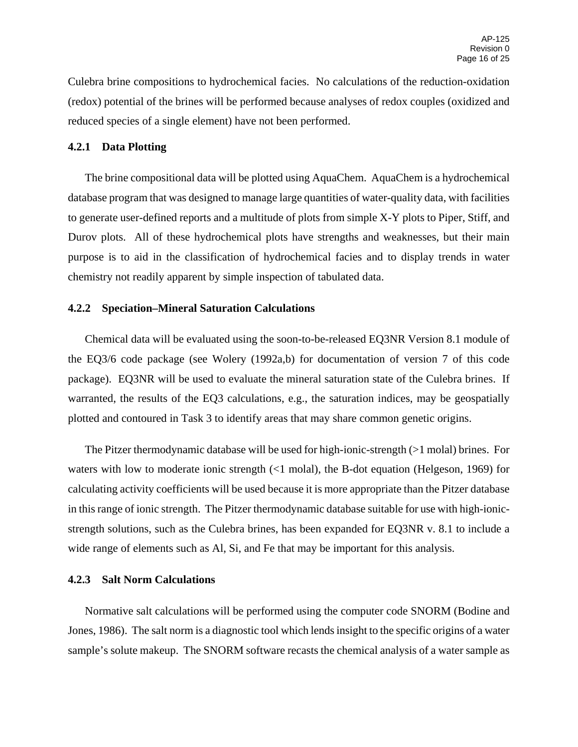Culebra brine compositions to hydrochemical facies. No calculations of the reduction-oxidation (redox) potential of the brines will be performed because analyses of redox couples (oxidized and reduced species of a single element) have not been performed.

### 4.2.1 Data Plotting

The brine compositional data will be plotted using AquaChem. AquaChem is a hydrochemical database program that was designed to manage large quantities of water-quality data, with facilities to generate user-defined reports and a multitude of plots from simple X-Y plots to Piper, Stiff, and Durov plots. All of these hydrochemical plots have strengths and weaknesses, but their main purpose is to aid in the classification of hydrochemical facies and to display trends in water chemistry not readily apparent by simple inspection of tabulated data.

### 4.2.2 Speciation–Mineral Saturation Calculations

Chemical data will be evaluated using the soon-to-be-released EQ3NR Version 8.1 module of the EQ3/6 code package (see Wolery (1992a,b) for documentation of version 7 of this code package). EQ3NR will be used to evaluate the mineral saturation state of the Culebra brines. If warranted, the results of the EQ3 calculations, e.g., the saturation indices, may be geospatially plotted and contoured in Task 3 to identify areas that may share common genetic origins.

The Pitzer thermodynamic database will be used for high-ionic-strength (>1 molal) brines. For waters with low to moderate ionic strength (<1 molal), the B-dot equation (Helgeson, 1969) for calculating activity coefficients will be used because it is more appropriate than the Pitzer database in this range of ionic strength. The Pitzer thermodynamic database suitable for use with high-ionic-strength solutions, such as the Culebra brines, has been expanded for EQ3NR v. 8.1 to include a wide range of elements such as Al, Si, and Fe that may be important for this analysis.

### 4.2.3 Salt Norm Calculations

Normative salt calculations will be performed using the computer code SNORM (Bodine and Jones, 1986). The salt norm is a diagnostic tool which lends insight to the specific origins of a water sample's solute makeup. The SNORM software recasts the chemical analysis of a water sample as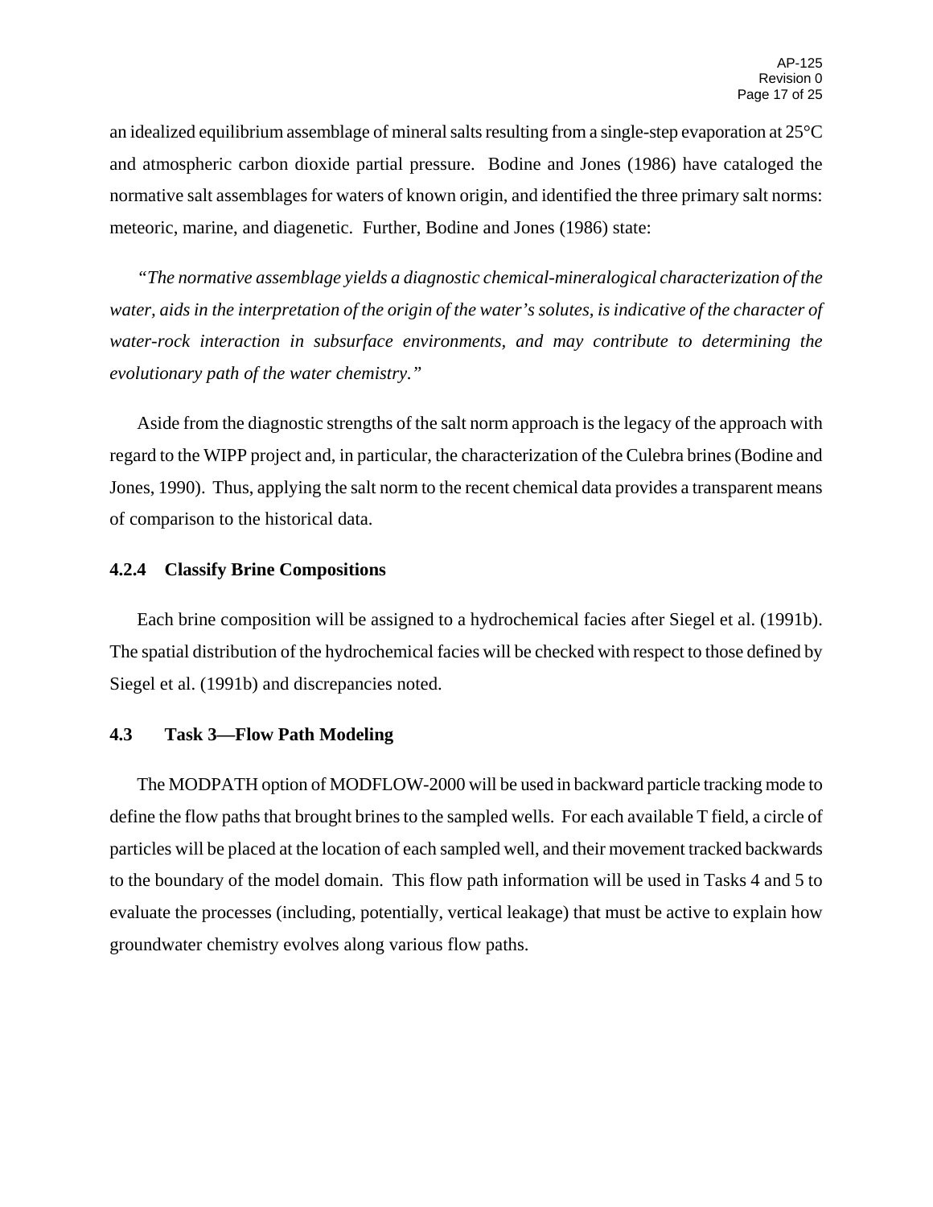an idealized equilibrium assemblage of mineral salts resulting from a single-step evaporation at 25°C and atmospheric carbon dioxide partial pressure. Bodine and Jones (1986) have cataloged the normative salt assemblages for waters of known origin, and identified the three primary salt norms: meteoric, marine, and diagenetic. Further, Bodine and Jones (1986) state:

*"The normative assemblage yields a diagnostic chemical-mineralogical characterization of the water, aids in the interpretation of the origin of the water's solutes, is indicative of the character of water-rock interaction in subsurface environments, and may contribute to determining the evolutionary path of the water chemistry."*

Aside from the diagnostic strengths of the salt norm approach is the legacy of the approach with regard to the WIPP project and, in particular, the characterization of the Culebra brines (Bodine and Jones, 1990). Thus, applying the salt norm to the recent chemical data provides a transparent means of comparison to the historical data.

#### 4.2.4 Classify Brine Compositions

Each brine composition will be assigned to a hydrochemical facies after Siegel et al. (1991b). The spatial distribution of the hydrochemical facies will be checked with respect to those defined by Siegel et al. (1991b) and discrepancies noted.

### 4.3 Task 3—Flow Path Modeling

The MODPATH option of MODFLOW-2000 will be used in backward particle tracking mode to define the flow paths that brought brines to the sampled wells. For each available T field, a circle of particles will be placed at the location of each sampled well, and their movement tracked backwards to the boundary of the model domain. This flow path information will be used in Tasks 4 and 5 to evaluate the processes (including, potentially, vertical leakage) that must be active to explain how groundwater chemistry evolves along various flow paths.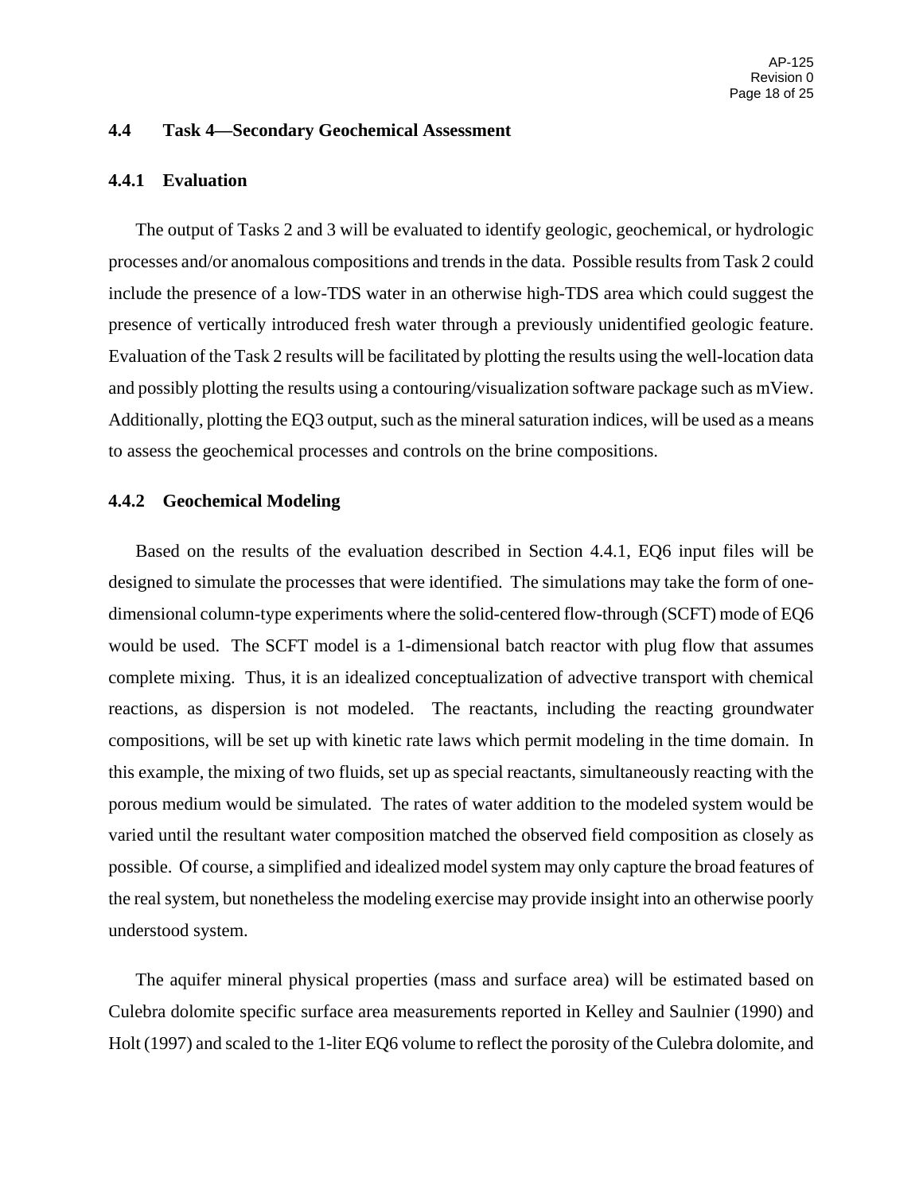### 4.4 Task 4—Secondary Geochemical Assessment

#### 4.4.1 Evaluation

The output of Tasks 2 and 3 will be evaluated to identify geologic, geochemical, or hydrologic processes and/or anomalous compositions and trends in the data. Possible results from Task 2 could include the presence of a low-TDS water in an otherwise high-TDS area which could suggest the presence of vertically introduced fresh water through a previously unidentified geologic feature. Evaluation of the Task 2 results will be facilitated by plotting the results using the well-location data and possibly plotting the results using a contouring/visualization software package such as mView. Additionally, plotting the EQ3 output, such as the mineral saturation indices, will be used as a means to assess the geochemical processes and controls on the brine compositions.

#### 4.4.2 Geochemical Modeling

Based on the results of the evaluation described in Section 4.4.1, EQ6 input files will be designed to simulate the processes that were identified. The simulations may take the form of one-dimensional column-type experiments where the solid-centered flow-through (SCFT) mode of EQ6 would be used. The SCFT model is a 1-dimensional batch reactor with plug flow that assumes complete mixing. Thus, it is an idealized conceptualization of advective transport with chemical reactions, as dispersion is not modeled. The reactants, including the reacting groundwater compositions, will be set up with kinetic rate laws which permit modeling in the time domain. In this example, the mixing of two fluids, set up as special reactants, simultaneously reacting with the porous medium would be simulated. The rates of water addition to the modeled system would be varied until the resultant water composition matched the observed field composition as closely as possible. Of course, a simplified and idealized model system may only capture the broad features of the real system, but nonetheless the modeling exercise may provide insight into an otherwise poorly understood system.

The aquifer mineral physical properties (mass and surface area) will be estimated based on Culebra dolomite specific surface area measurements reported in Kelley and Saulnier (1990) and Holt (1997) and scaled to the 1-liter EQ6 volume to reflect the porosity of the Culebra dolomite, and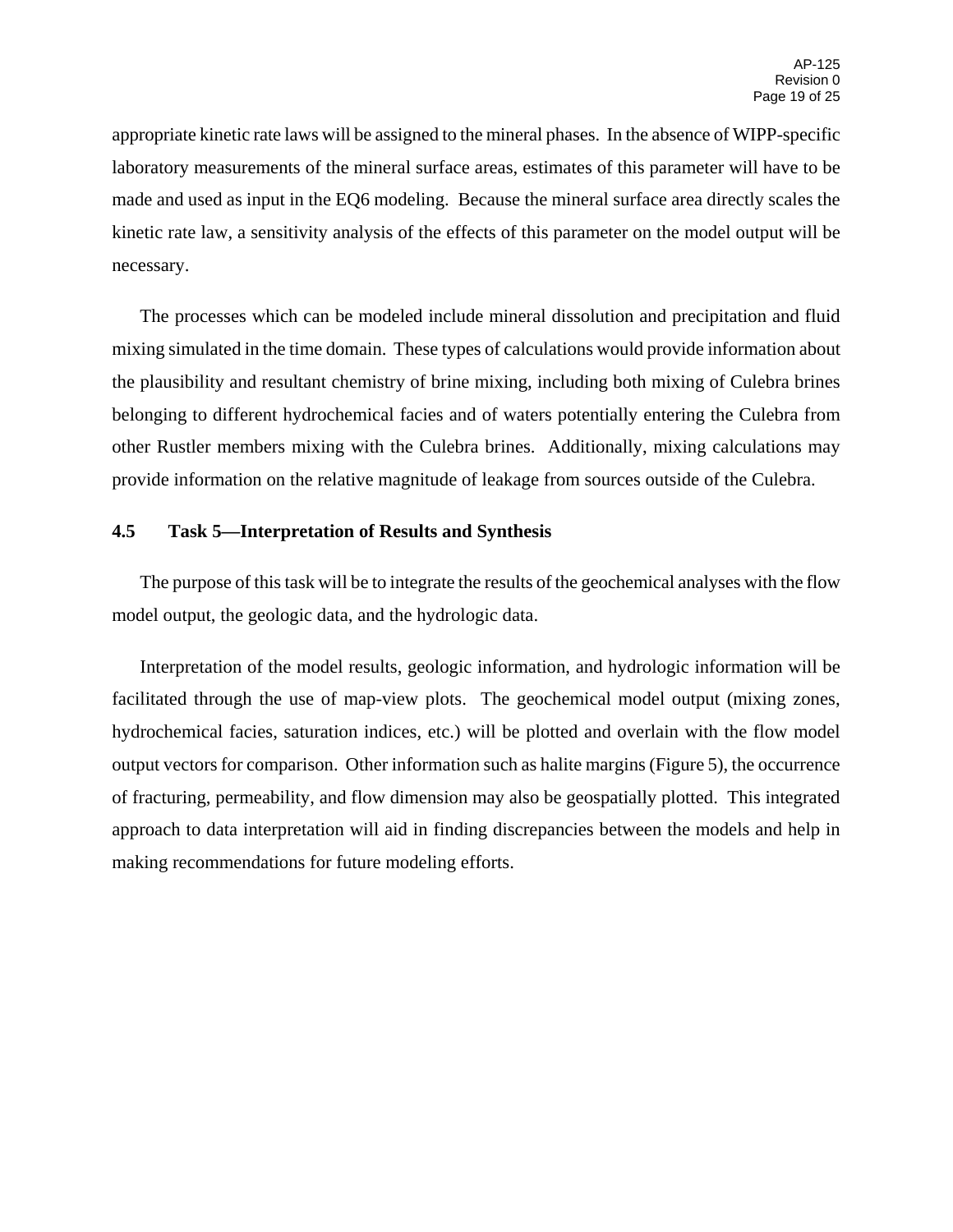appropriate kinetic rate laws will be assigned to the mineral phases. In the absence of WIPP-specific laboratory measurements of the mineral surface areas, estimates of this parameter will have to be made and used as input in the EQ6 modeling. Because the mineral surface area directly scales the kinetic rate law, a sensitivity analysis of the effects of this parameter on the model output will be necessary.

The processes which can be modeled include mineral dissolution and precipitation and fluid mixing simulated in the time domain. These types of calculations would provide information about the plausibility and resultant chemistry of brine mixing, including both mixing of Culebra brines belonging to different hydrochemical facies and of waters potentially entering the Culebra from other Rustler members mixing with the Culebra brines. Additionally, mixing calculations may provide information on the relative magnitude of leakage from sources outside of the Culebra.

### 4.5 Task 5—Interpretation of Results and Synthesis

The purpose of this task will be to integrate the results of the geochemical analyses with the flow model output, the geologic data, and the hydrologic data.

Interpretation of the model results, geologic information, and hydrologic information will be facilitated through the use of map-view plots. The geochemical model output (mixing zones, hydrochemical facies, saturation indices, etc.) will be plotted and overlain with the flow model output vectors for comparison. Other information such as halite margins (Figure 5), the occurrence of fracturing, permeability, and flow dimension may also be geospatially plotted. This integrated approach to data interpretation will aid in finding discrepancies between the models and help in making recommendations for future modeling efforts.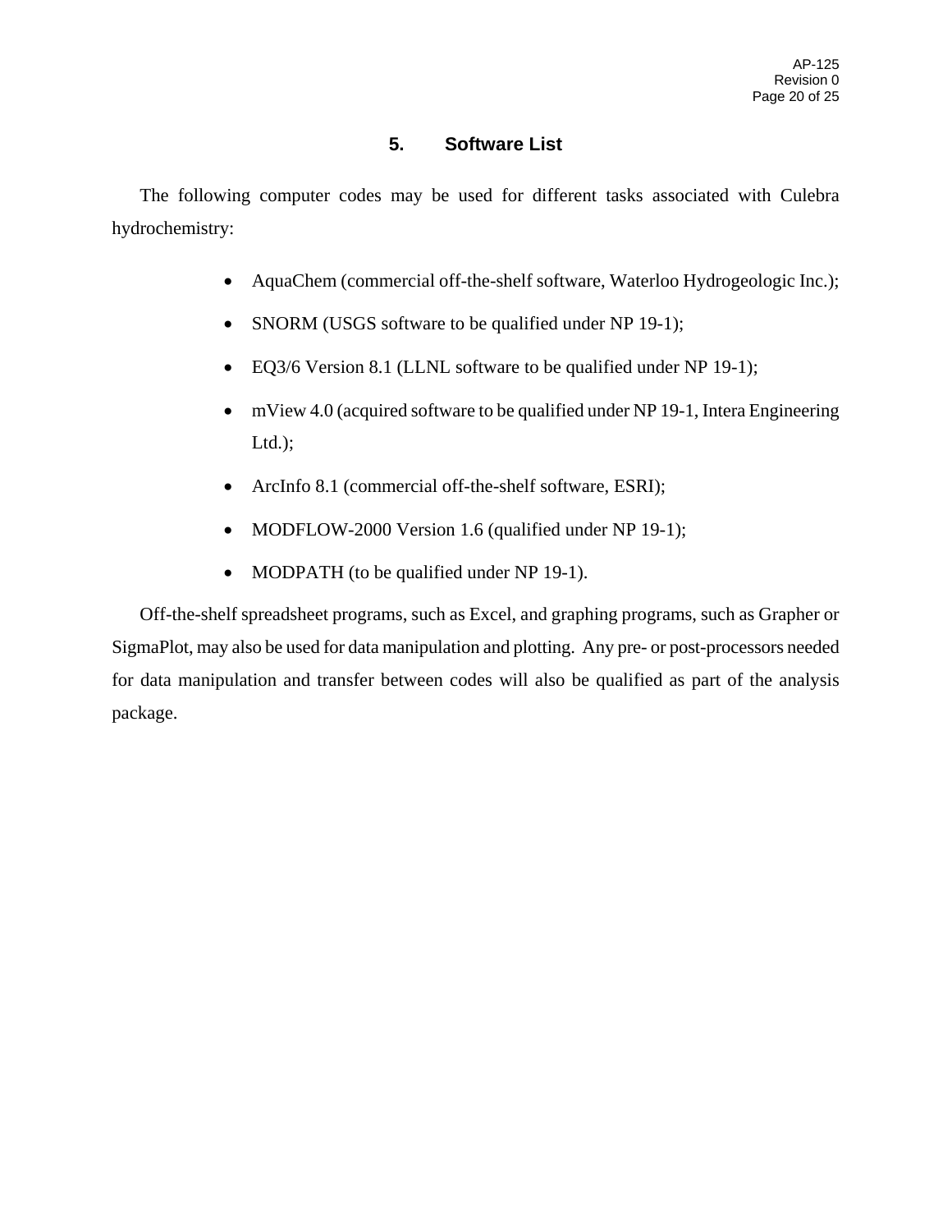# 5. Software List

The following computer codes may be used for different tasks associated with Culebra hydrochemistry:

- AquaChem (commercial off-the-shelf software, Waterloo Hydrogeologic Inc.);
- SNORM (USGS software to be qualified under NP 19-1);
- EQ3/6 Version 8.1 (LLNL software to be qualified under NP 19-1);
- mView 4.0 (acquired software to be qualified under NP 19-1, Intera Engineering Ltd.);
- ArcInfo 8.1 (commercial off-the-shelf software, ESRI);
- MODFLOW-2000 Version 1.6 (qualified under NP 19-1);
- MODPATH (to be qualified under NP 19-1).

Off-the-shelf spreadsheet programs, such as Excel, and graphing programs, such as Grapher or SigmaPlot, may also be used for data manipulation and plotting. Any pre- or post-processors needed for data manipulation and transfer between codes will also be qualified as part of the analysis package.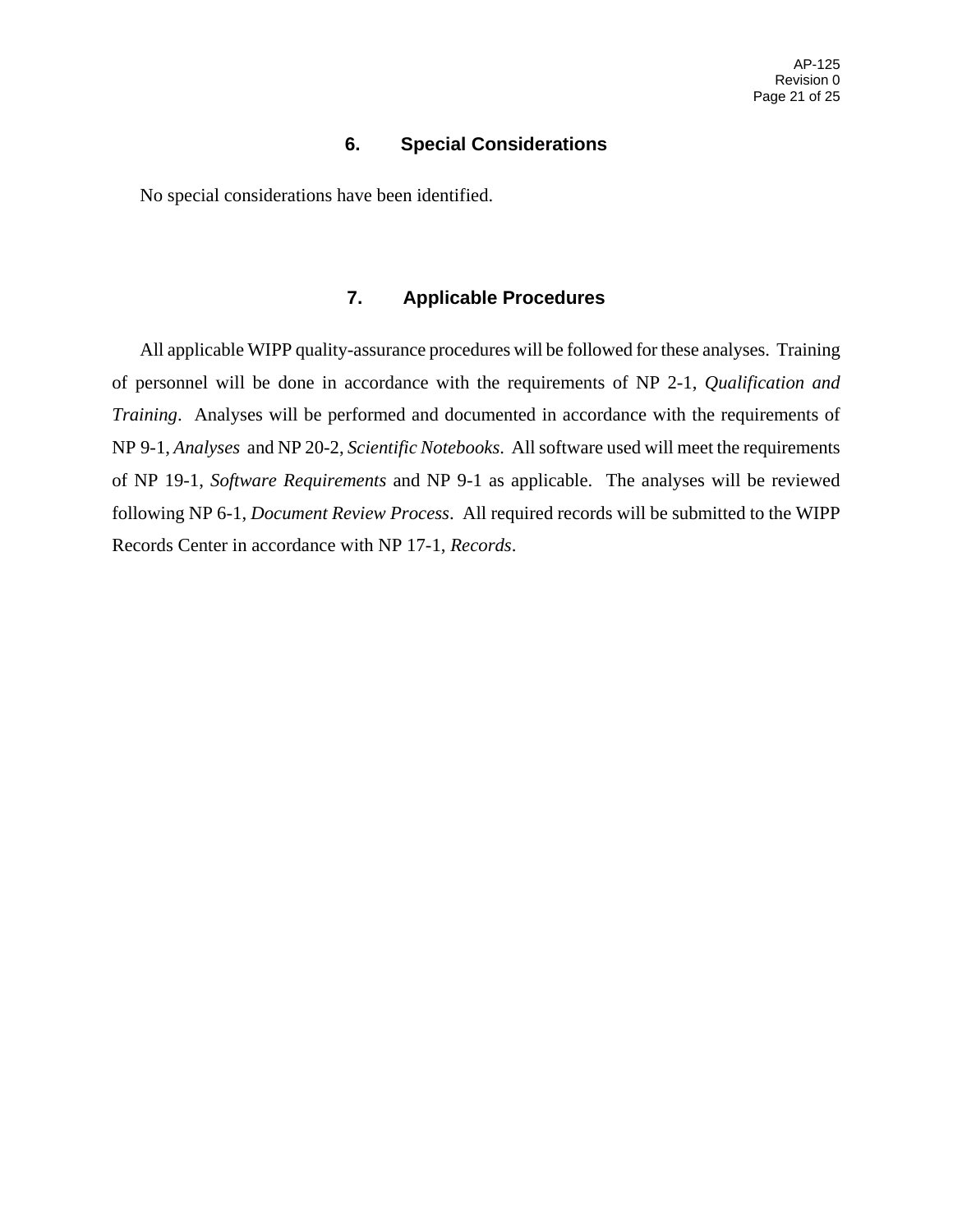## 6. Special Considerations

No special considerations have been identified.

## 7. Applicable Procedures

All applicable WIPP quality-assurance procedures will be followed for these analyses. Training of personnel will be done in accordance with the requirements of NP 2-1, *Qualification and Training*. Analyses will be performed and documented in accordance with the requirements of NP 9-1, *Analyses* and NP 20-2, *Scientific Notebooks*. All software used will meet the requirements of NP 19-1, *Software Requirements* and NP 9-1 as applicable. The analyses will be reviewed following NP 6-1, *Document Review Process*. All required records will be submitted to the WIPP Records Center in accordance with NP 17-1, *Records*.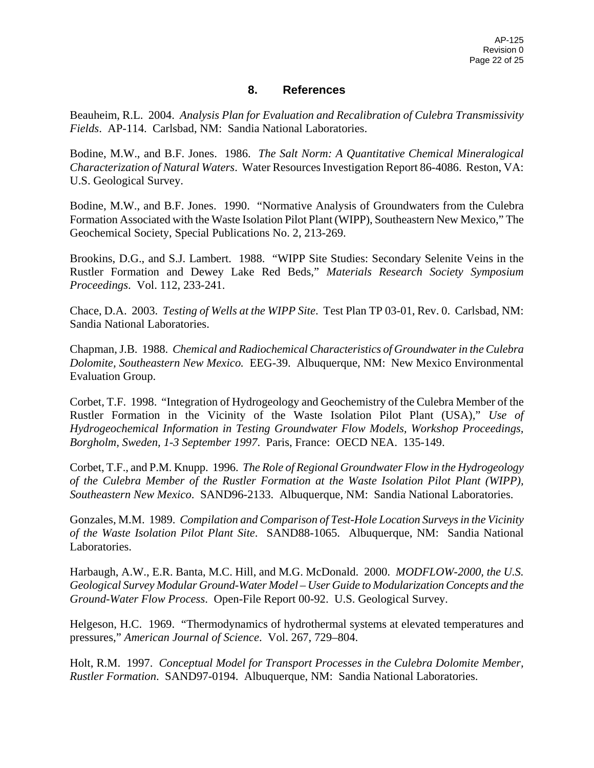## 8. References

Beauheim, R.L. 2004. *Analysis Plan for Evaluation and Recalibration of Culebra Transmissivity Fields*. AP-114. Carlsbad, NM: Sandia National Laboratories.

Bodine, M.W., and B.F. Jones. 1986. *The Salt Norm: A Quantitative Chemical Mineralogical Characterization of Natural Waters*. Water Resources Investigation Report 86-4086. Reston, VA: U.S. Geological Survey.

Bodine, M.W., and B.F. Jones. 1990. "Normative Analysis of Groundwaters from the Culebra Formation Associated with the Waste Isolation Pilot Plant (WIPP), Southeastern New Mexico," The Geochemical Society, Special Publications No. 2, 213-269.

Brookins, D.G., and S.J. Lambert. 1988. "WIPP Site Studies: Secondary Selenite Veins in the Rustler Formation and Dewey Lake Red Beds," *Materials Research Society Symposium Proceedings*. Vol. 112, 233-241.

Chace, D.A. 2003. *Testing of Wells at the WIPP Site*. Test Plan TP 03-01, Rev. 0. Carlsbad, NM: Sandia National Laboratories.

Chapman, J.B. 1988. *Chemical and Radiochemical Characteristics of Groundwater in the Culebra Dolomite, Southeastern New Mexico.* EEG-39. Albuquerque, NM: New Mexico Environmental Evaluation Group.

Corbet, T.F. 1998. "Integration of Hydrogeology and Geochemistry of the Culebra Member of the Rustler Formation in the Vicinity of the Waste Isolation Pilot Plant (USA)," *Use of Hydrogeochemical Information in Testing Groundwater Flow Models, Workshop Proceedings, Borgholm, Sweden, 1-3 September 1997*. Paris, France: OECD NEA. 135-149.

Corbet, T.F., and P.M. Knupp. 1996. *The Role of Regional Groundwater Flow in the Hydrogeology of the Culebra Member of the Rustler Formation at the Waste Isolation Pilot Plant (WIPP), Southeastern New Mexico*. SAND96-2133. Albuquerque, NM: Sandia National Laboratories.

Gonzales, M.M. 1989. *Compilation and Comparison of Test-Hole Location Surveys in the Vicinity of the Waste Isolation Pilot Plant Site*. SAND88-1065. Albuquerque, NM: Sandia National Laboratories.

Harbaugh, A.W., E.R. Banta, M.C. Hill, and M.G. McDonald. 2000. *MODFLOW-2000, the U.S. Geological Survey Modular Ground-Water Model – User Guide to Modularization Concepts and the Ground-Water Flow Process*. Open-File Report 00-92. U.S. Geological Survey.

Helgeson, H.C. 1969. "Thermodynamics of hydrothermal systems at elevated temperatures and pressures," *American Journal of Science*. Vol. 267, 729–804.

Holt, R.M. 1997. *Conceptual Model for Transport Processes in the Culebra Dolomite Member, Rustler Formation*. SAND97-0194. Albuquerque, NM: Sandia National Laboratories.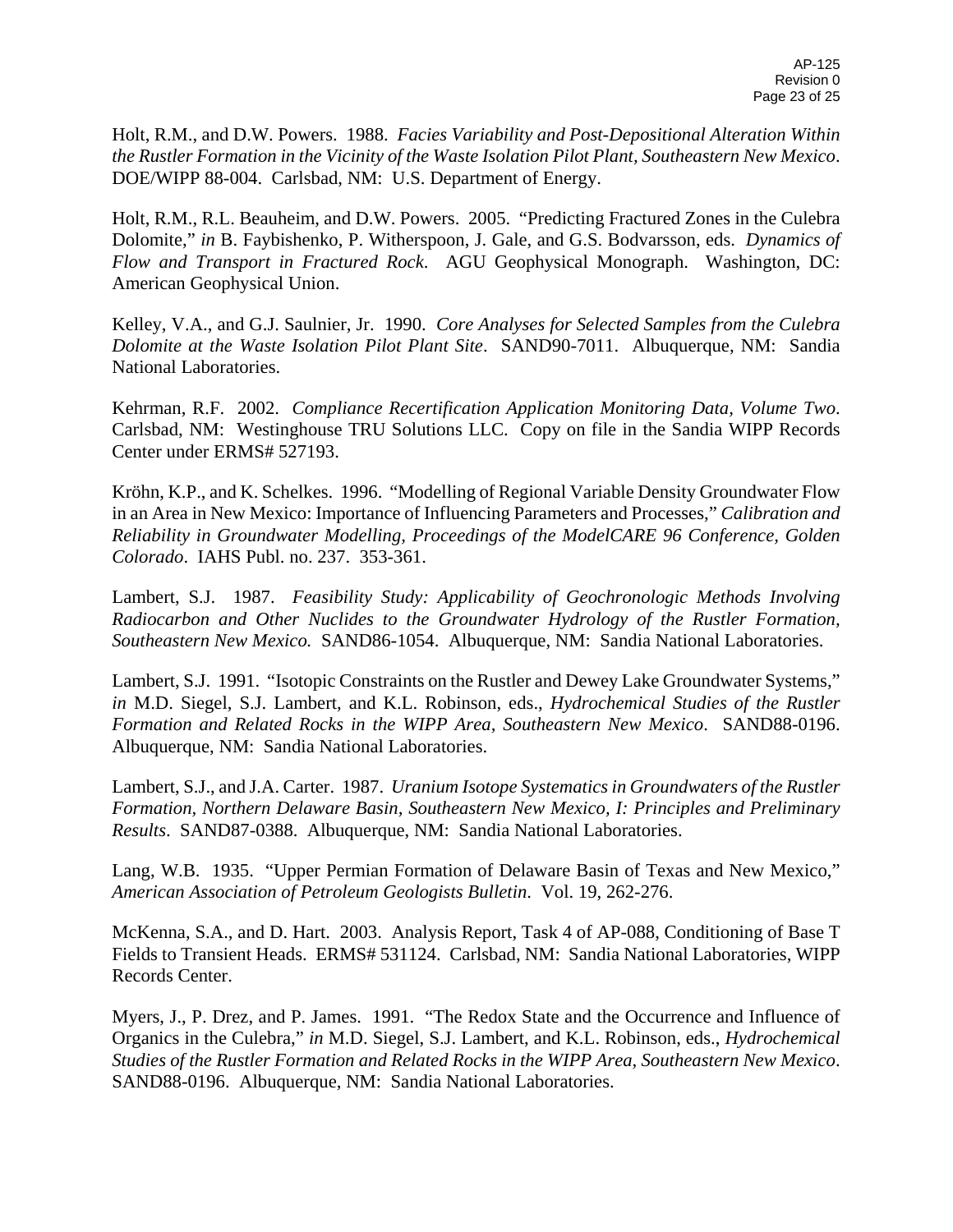Holt, R.M., and D.W. Powers. 1988. *Facies Variability and Post-Depositional Alteration Within the Rustler Formation in the Vicinity of the Waste Isolation Pilot Plant, Southeastern New Mexico*. DOE/WIPP 88-004. Carlsbad, NM: U.S. Department of Energy.

Holt, R.M., R.L. Beauheim, and D.W. Powers. 2005. "Predicting Fractured Zones in the Culebra Dolomite," *in* B. Faybishenko, P. Witherspoon, J. Gale, and G.S. Bodvarsson, eds. *Dynamics of Flow and Transport in Fractured Rock*. AGU Geophysical Monograph. Washington, DC: American Geophysical Union.

Kelley, V.A., and G.J. Saulnier, Jr. 1990. *Core Analyses for Selected Samples from the Culebra Dolomite at the Waste Isolation Pilot Plant Site*. SAND90-7011. Albuquerque, NM: Sandia National Laboratories.

Kehrman, R.F. 2002. *Compliance Recertification Application Monitoring Data, Volume Two*. Carlsbad, NM: Westinghouse TRU Solutions LLC. Copy on file in the Sandia WIPP Records Center under ERMS# 527193.

Kröhn, K.P., and K. Schelkes. 1996. "Modelling of Regional Variable Density Groundwater Flow in an Area in New Mexico: Importance of Influencing Parameters and Processes," *Calibration and Reliability in Groundwater Modelling, Proceedings of the ModelCARE 96 Conference, Golden Colorado*. IAHS Publ. no. 237. 353-361.

Lambert, S.J. 1987. *Feasibility Study: Applicability of Geochronologic Methods Involving Radiocarbon and Other Nuclides to the Groundwater Hydrology of the Rustler Formation, Southeastern New Mexico.* SAND86-1054. Albuquerque, NM: Sandia National Laboratories.

Lambert, S.J. 1991. "Isotopic Constraints on the Rustler and Dewey Lake Groundwater Systems," *in* M.D. Siegel, S.J. Lambert, and K.L. Robinson, eds., *Hydrochemical Studies of the Rustler Formation and Related Rocks in the WIPP Area, Southeastern New Mexico*. SAND88-0196. Albuquerque, NM: Sandia National Laboratories.

Lambert, S.J., and J.A. Carter. 1987. *Uranium Isotope Systematics in Groundwaters of the Rustler Formation, Northern Delaware Basin, Southeastern New Mexico, I: Principles and Preliminary Results*. SAND87-0388. Albuquerque, NM: Sandia National Laboratories.

Lang, W.B. 1935. "Upper Permian Formation of Delaware Basin of Texas and New Mexico," *American Association of Petroleum Geologists Bulletin*. Vol. 19, 262-276.

McKenna, S.A., and D. Hart. 2003. Analysis Report, Task 4 of AP-088, Conditioning of Base T Fields to Transient Heads. ERMS# 531124. Carlsbad, NM: Sandia National Laboratories, WIPP Records Center.

Myers, J., P. Drez, and P. James. 1991. "The Redox State and the Occurrence and Influence of Organics in the Culebra," *in* M.D. Siegel, S.J. Lambert, and K.L. Robinson, eds., *Hydrochemical Studies of the Rustler Formation and Related Rocks in the WIPP Area, Southeastern New Mexico*. SAND88-0196. Albuquerque, NM: Sandia National Laboratories.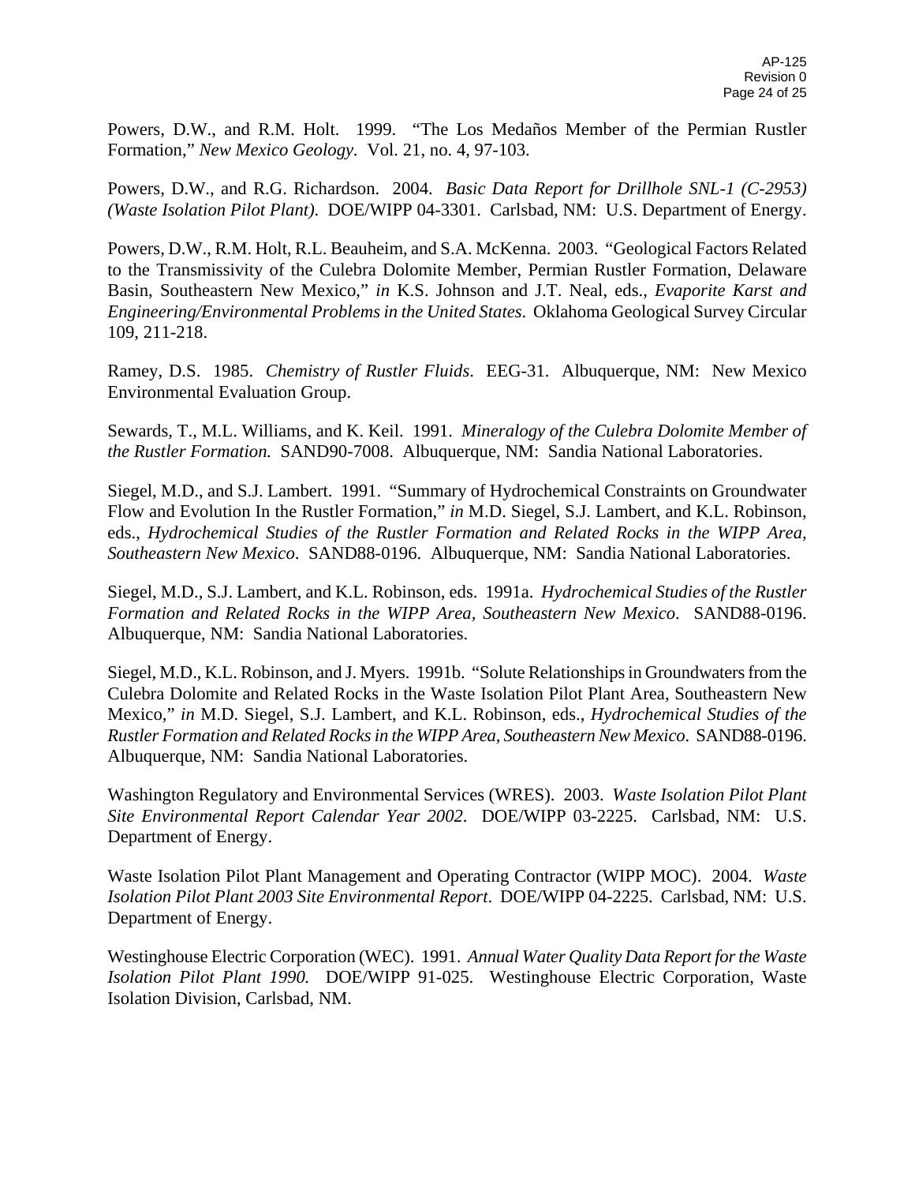Powers, D.W., and R.M. Holt. 1999. "The Los Medaños Member of the Permian Rustler Formation," *New Mexico Geology*. Vol. 21, no. 4, 97-103.

Powers, D.W., and R.G. Richardson. 2004. *Basic Data Report for Drillhole SNL-1 (C-2953) (Waste Isolation Pilot Plant)*. DOE/WIPP 04-3301. Carlsbad, NM: U.S. Department of Energy.

Powers, D.W., R.M. Holt, R.L. Beauheim, and S.A. McKenna. 2003. "Geological Factors Related to the Transmissivity of the Culebra Dolomite Member, Permian Rustler Formation, Delaware Basin, Southeastern New Mexico," *in* K.S. Johnson and J.T. Neal, eds., *Evaporite Karst and Engineering/Environmental Problems in the United States*. Oklahoma Geological Survey Circular 109, 211-218.

Ramey, D.S. 1985. *Chemistry of Rustler Fluids*. EEG-31. Albuquerque, NM: New Mexico Environmental Evaluation Group.

Sewards, T., M.L. Williams, and K. Keil. 1991. *Mineralogy of the Culebra Dolomite Member of the Rustler Formation.* SAND90-7008. Albuquerque, NM: Sandia National Laboratories.

Siegel, M.D., and S.J. Lambert. 1991. "Summary of Hydrochemical Constraints on Groundwater Flow and Evolution In the Rustler Formation," *in* M.D. Siegel, S.J. Lambert, and K.L. Robinson, eds., *Hydrochemical Studies of the Rustler Formation and Related Rocks in the WIPP Area, Southeastern New Mexico*. SAND88-0196. Albuquerque, NM: Sandia National Laboratories.

Siegel, M.D., S.J. Lambert, and K.L. Robinson, eds. 1991a. *Hydrochemical Studies of the Rustler Formation and Related Rocks in the WIPP Area, Southeastern New Mexico*. SAND88-0196. Albuquerque, NM: Sandia National Laboratories.

Siegel, M.D., K.L. Robinson, and J. Myers. 1991b. "Solute Relationships in Groundwaters from the Culebra Dolomite and Related Rocks in the Waste Isolation Pilot Plant Area, Southeastern New Mexico," *in* M.D. Siegel, S.J. Lambert, and K.L. Robinson, eds., *Hydrochemical Studies of the Rustler Formation and Related Rocks in the WIPP Area, Southeastern New Mexico*. SAND88-0196. Albuquerque, NM: Sandia National Laboratories.

Washington Regulatory and Environmental Services (WRES). 2003. *Waste Isolation Pilot Plant Site Environmental Report Calendar Year 2002*. DOE/WIPP 03-2225. Carlsbad, NM: U.S. Department of Energy.

Waste Isolation Pilot Plant Management and Operating Contractor (WIPP MOC). 2004. *Waste Isolation Pilot Plant 2003 Site Environmental Report*. DOE/WIPP 04-2225. Carlsbad, NM: U.S. Department of Energy.

Westinghouse Electric Corporation (WEC). 1991. *Annual Water Quality Data Report for the Waste Isolation Pilot Plant 1990.* DOE/WIPP 91-025. Westinghouse Electric Corporation, Waste Isolation Division, Carlsbad, NM.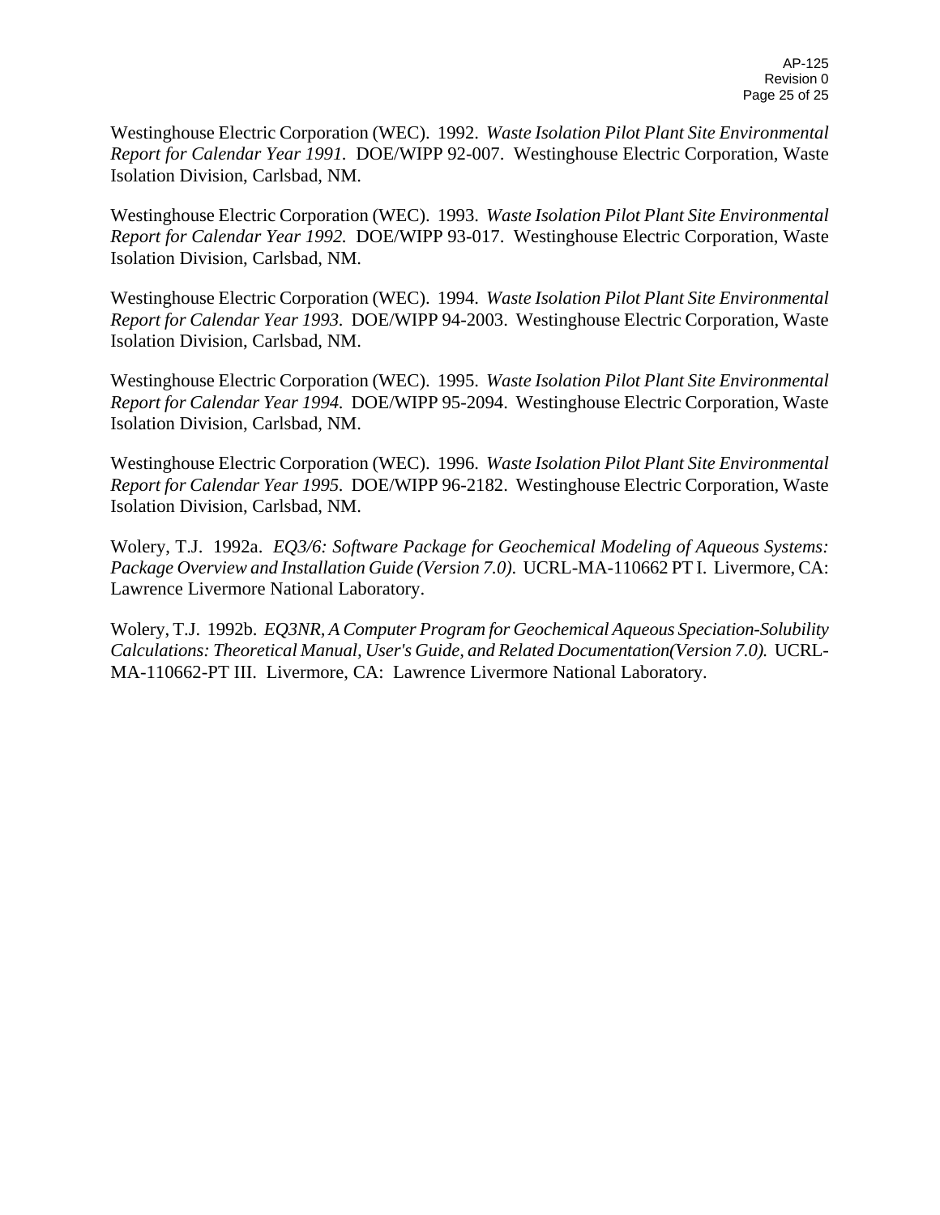Westinghouse Electric Corporation (WEC). 1992. *Waste Isolation Pilot Plant Site Environmental Report for Calendar Year 1991.* DOE/WIPP 92-007. Westinghouse Electric Corporation, Waste Isolation Division, Carlsbad, NM.

Westinghouse Electric Corporation (WEC). 1993. *Waste Isolation Pilot Plant Site Environmental Report for Calendar Year 1992.* DOE/WIPP 93-017. Westinghouse Electric Corporation, Waste Isolation Division, Carlsbad, NM.

Westinghouse Electric Corporation (WEC). 1994. *Waste Isolation Pilot Plant Site Environmental Report for Calendar Year 1993.* DOE/WIPP 94-2003. Westinghouse Electric Corporation, Waste Isolation Division, Carlsbad, NM.

Westinghouse Electric Corporation (WEC). 1995. *Waste Isolation Pilot Plant Site Environmental Report for Calendar Year 1994.* DOE/WIPP 95-2094. Westinghouse Electric Corporation, Waste Isolation Division, Carlsbad, NM.

Westinghouse Electric Corporation (WEC). 1996. *Waste Isolation Pilot Plant Site Environmental Report for Calendar Year 1995.* DOE/WIPP 96-2182. Westinghouse Electric Corporation, Waste Isolation Division, Carlsbad, NM.

Wolery, T.J. 1992a. *EQ3/6: Software Package for Geochemical Modeling of Aqueous Systems: Package Overview and Installation Guide (Version 7.0).* UCRL-MA-110662 PT I. Livermore, CA: Lawrence Livermore National Laboratory.

Wolery, T.J. 1992b. *EQ3NR, A Computer Program for Geochemical Aqueous Speciation-Solubility Calculations: Theoretical Manual, User's Guide, and Related Documentation(Version 7.0).* UCRL-MA-110662-PT III. Livermore, CA: Lawrence Livermore National Laboratory.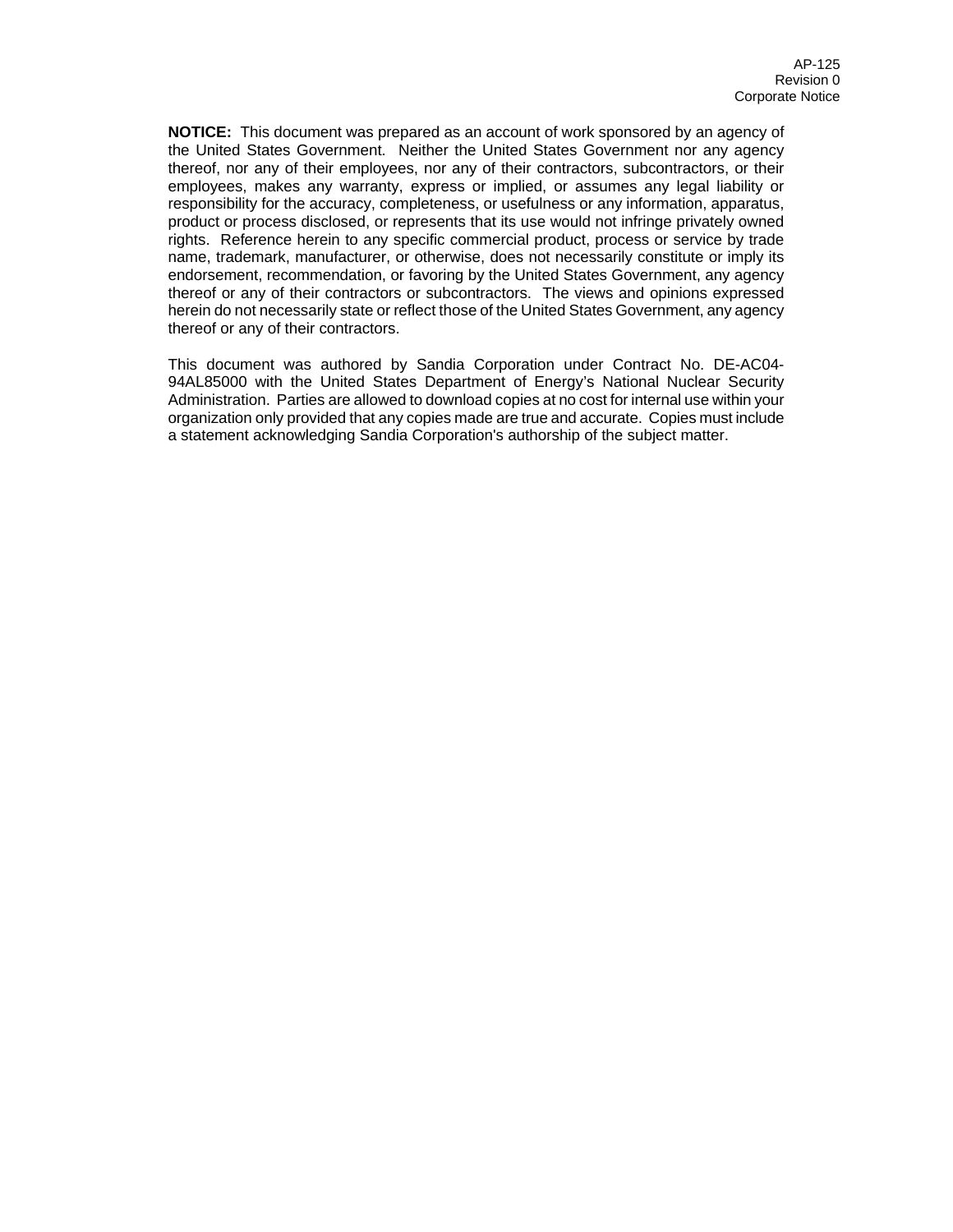**NOTICE:** This document was prepared as an account of work sponsored by an agency of the United States Government. Neither the United States Government nor any agency thereof, nor any of their employees, nor any of their contractors, subcontractors, or their employees, makes any warranty, express or implied, or assumes any legal liability or responsibility for the accuracy, completeness, or usefulness or any information, apparatus, product or process disclosed, or represents that its use would not infringe privately owned rights. Reference herein to any specific commercial product, process or service by trade name, trademark, manufacturer, or otherwise, does not necessarily constitute or imply its endorsement, recommendation, or favoring by the United States Government, any agency thereof or any of their contractors or subcontractors. The views and opinions expressed herein do not necessarily state or reflect those of the United States Government, any agency thereof or any of their contractors.

This document was authored by Sandia Corporation under Contract No. DE-AC04-94AL85000 with the United States Department of Energy's National Nuclear Security Administration. Parties are allowed to download copies at no cost for internal use within your organization only provided that any copies made are true and accurate. Copies must include a statement acknowledging Sandia Corporation's authorship of the subject matter.